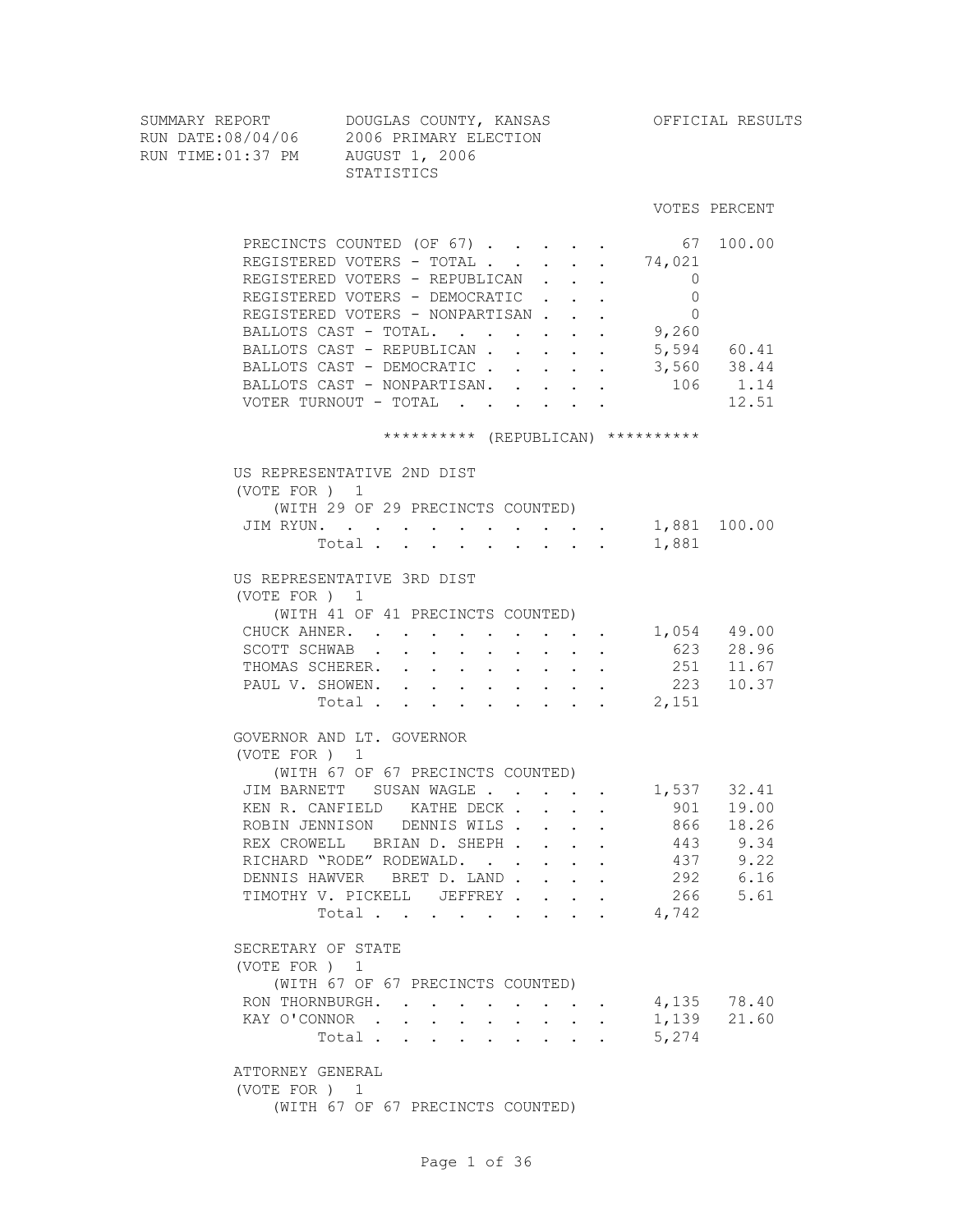SUMMARY REPORT — DOUGLAS COUNTY, KANSAS — OFFICIAL RESULTS

RUN DATE:08/04/06 — 2006 PRIMARY ELECTION

RUN TIME:01:37 PM — AUGUST 1, 2006

STATISTICS

| | VOTES | PERCENT |
|---|---|---|
| PRECINCTS COUNTED (OF 67) | 67 | 100.00 |
| REGISTERED VOTERS - TOTAL | 74,021 | |
| REGISTERED VOTERS - REPUBLICAN | 0 | |
| REGISTERED VOTERS - DEMOCRATIC | 0 | |
| REGISTERED VOTERS - NONPARTISAN | 0 | |
| BALLOTS CAST - TOTAL. | 9,260 | |
| BALLOTS CAST - REPUBLICAN | 5,594 | 60.41 |
| BALLOTS CAST - DEMOCRATIC | 3,560 | 38.44 |
| BALLOTS CAST - NONPARTISAN. | 106 | 1.14 |
| VOTER TURNOUT - TOTAL | | 12.51 |

********** (REPUBLICAN) **********

US REPRESENTATIVE 2ND DIST
(VOTE FOR ) 1
(WITH 29 OF 29 PRECINCTS COUNTED)

| | VOTES | PERCENT |
|---|---|---|
| JIM RYUN. | 1,881 | 100.00 |
| Total | 1,881 | |

US REPRESENTATIVE 3RD DIST
(VOTE FOR ) 1
(WITH 41 OF 41 PRECINCTS COUNTED)

| | VOTES | PERCENT |
|---|---|---|
| CHUCK AHNER. | 1,054 | 49.00 |
| SCOTT SCHWAB | 623 | 28.96 |
| THOMAS SCHERER. | 251 | 11.67 |
| PAUL V. SHOWEN. | 223 | 10.37 |
| Total | 2,151 | |

GOVERNOR AND LT. GOVERNOR
(VOTE FOR ) 1
(WITH 67 OF 67 PRECINCTS COUNTED)

| | VOTES | PERCENT |
|---|---|---|
| JIM BARNETT SUSAN WAGLE | 1,537 | 32.41 |
| KEN R. CANFIELD KATHE DECK | 901 | 19.00 |
| ROBIN JENNISON DENNIS WILS | 866 | 18.26 |
| REX CROWELL BRIAN D. SHEPH | 443 | 9.34 |
| RICHARD "RODE" RODEWALD. | 437 | 9.22 |
| DENNIS HAWVER BRET D. LAND | 292 | 6.16 |
| TIMOTHY V. PICKELL JEFFREY | 266 | 5.61 |
| Total | 4,742 | |

SECRETARY OF STATE
(VOTE FOR ) 1
(WITH 67 OF 67 PRECINCTS COUNTED)

| | VOTES | PERCENT |
|---|---|---|
| RON THORNBURGH. | 4,135 | 78.40 |
| KAY O'CONNOR | 1,139 | 21.60 |
| Total | 5,274 | |

ATTORNEY GENERAL
(VOTE FOR ) 1
(WITH 67 OF 67 PRECINCTS COUNTED)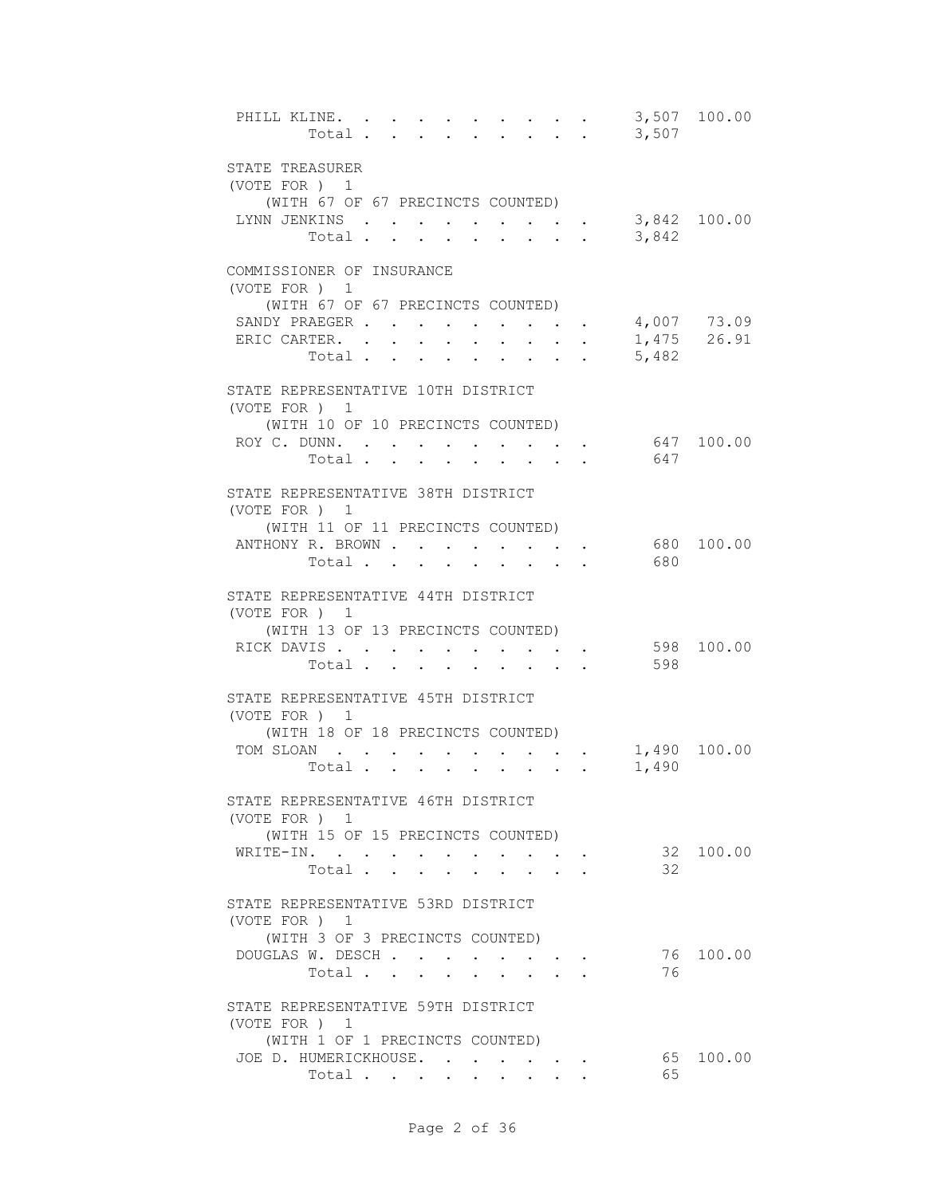| | | |
|---|---|---|
| PHILL KLINE | 3,507 | 100.00 |
| Total | 3,507 | |

STATE TREASURER
(VOTE FOR ) 1
(WITH 67 OF 67 PRECINCTS COUNTED)

| | | |
|---|---|---|
| LYNN JENKINS | 3,842 | 100.00 |
| Total | 3,842 | |

COMMISSIONER OF INSURANCE
(VOTE FOR ) 1
(WITH 67 OF 67 PRECINCTS COUNTED)

| | | |
|---|---|---|
| SANDY PRAEGER | 4,007 | 73.09 |
| ERIC CARTER | 1,475 | 26.91 |
| Total | 5,482 | |

STATE REPRESENTATIVE 10TH DISTRICT
(VOTE FOR ) 1
(WITH 10 OF 10 PRECINCTS COUNTED)

| | | |
|---|---|---|
| ROY C. DUNN | 647 | 100.00 |
| Total | 647 | |

STATE REPRESENTATIVE 38TH DISTRICT
(VOTE FOR ) 1
(WITH 11 OF 11 PRECINCTS COUNTED)

| | | |
|---|---|---|
| ANTHONY R. BROWN | 680 | 100.00 |
| Total | 680 | |

STATE REPRESENTATIVE 44TH DISTRICT
(VOTE FOR ) 1
(WITH 13 OF 13 PRECINCTS COUNTED)

| | | |
|---|---|---|
| RICK DAVIS | 598 | 100.00 |
| Total | 598 | |

STATE REPRESENTATIVE 45TH DISTRICT
(VOTE FOR ) 1
(WITH 18 OF 18 PRECINCTS COUNTED)

| | | |
|---|---|---|
| TOM SLOAN | 1,490 | 100.00 |
| Total | 1,490 | |

STATE REPRESENTATIVE 46TH DISTRICT
(VOTE FOR ) 1
(WITH 15 OF 15 PRECINCTS COUNTED)

| | | |
|---|---|---|
| WRITE-IN. | 32 | 100.00 |
| Total | 32 | |

STATE REPRESENTATIVE 53RD DISTRICT
(VOTE FOR ) 1
(WITH 3 OF 3 PRECINCTS COUNTED)

| | | |
|---|---|---|
| DOUGLAS W. DESCH | 76 | 100.00 |
| Total | 76 | |

STATE REPRESENTATIVE 59TH DISTRICT
(VOTE FOR ) 1
(WITH 1 OF 1 PRECINCTS COUNTED)

| | | |
|---|---|---|
| JOE D. HUMERICKHOUSE | 65 | 100.00 |
| Total | 65 | |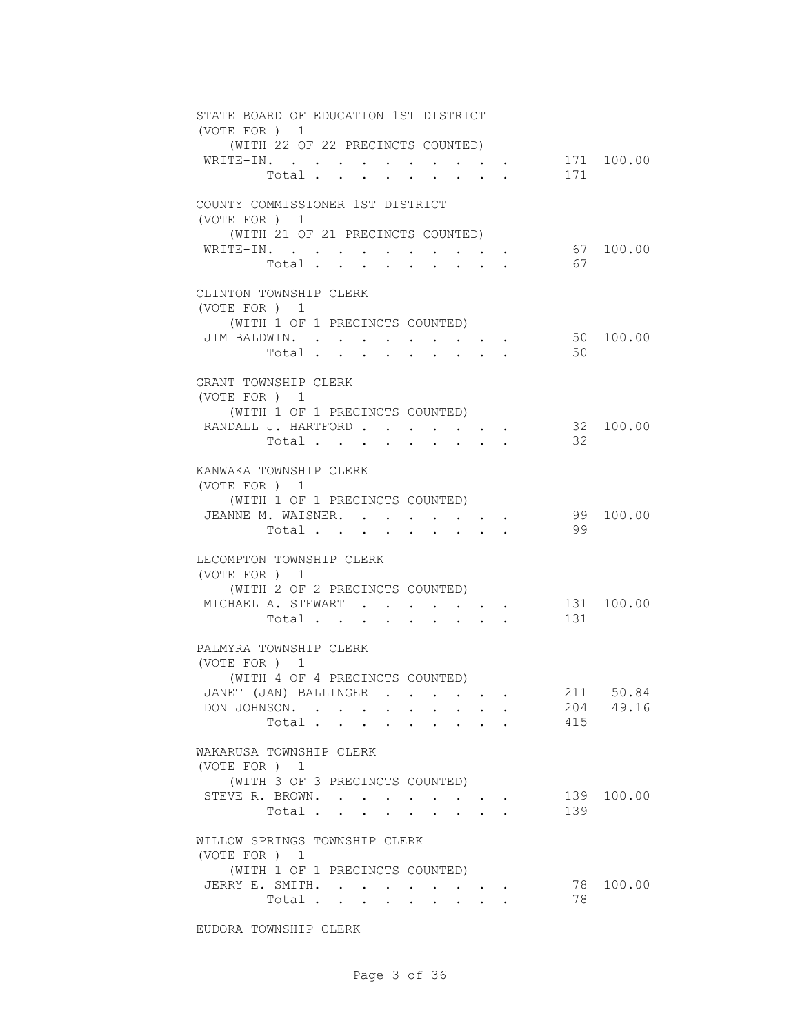## STATE BOARD OF EDUCATION 1ST DISTRICT
(VOTE FOR ) 1
(WITH 22 OF 22 PRECINCTS COUNTED)

| | Votes | Percent |
|---|---|---|
| WRITE-IN | 171 | 100.00 |
| Total | 171 | |

## COUNTY COMMISSIONER 1ST DISTRICT
(VOTE FOR ) 1
(WITH 21 OF 21 PRECINCTS COUNTED)

| | Votes | Percent |
|---|---|---|
| WRITE-IN | 67 | 100.00 |
| Total | 67 | |

## CLINTON TOWNSHIP CLERK
(VOTE FOR ) 1
(WITH 1 OF 1 PRECINCTS COUNTED)

| | Votes | Percent |
|---|---|---|
| JIM BALDWIN | 50 | 100.00 |
| Total | 50 | |

## GRANT TOWNSHIP CLERK
(VOTE FOR ) 1
(WITH 1 OF 1 PRECINCTS COUNTED)

| | Votes | Percent |
|---|---|---|
| RANDALL J. HARTFORD | 32 | 100.00 |
| Total | 32 | |

## KANWAKA TOWNSHIP CLERK
(VOTE FOR ) 1
(WITH 1 OF 1 PRECINCTS COUNTED)

| | Votes | Percent |
|---|---|---|
| JEANNE M. WAISNER | 99 | 100.00 |
| Total | 99 | |

## LECOMPTON TOWNSHIP CLERK
(VOTE FOR ) 1
(WITH 2 OF 2 PRECINCTS COUNTED)

| | Votes | Percent |
|---|---|---|
| MICHAEL A. STEWART | 131 | 100.00 |
| Total | 131 | |

## PALMYRA TOWNSHIP CLERK
(VOTE FOR ) 1
(WITH 4 OF 4 PRECINCTS COUNTED)

| | Votes | Percent |
|---|---|---|
| JANET (JAN) BALLINGER | 211 | 50.84 |
| DON JOHNSON | 204 | 49.16 |
| Total | 415 | |

## WAKARUSA TOWNSHIP CLERK
(VOTE FOR ) 1
(WITH 3 OF 3 PRECINCTS COUNTED)

| | Votes | Percent |
|---|---|---|
| STEVE R. BROWN | 139 | 100.00 |
| Total | 139 | |

## WILLOW SPRINGS TOWNSHIP CLERK
(VOTE FOR ) 1
(WITH 1 OF 1 PRECINCTS COUNTED)

| | Votes | Percent |
|---|---|---|
| JERRY E. SMITH | 78 | 100.00 |
| Total | 78 | |

## EUDORA TOWNSHIP CLERK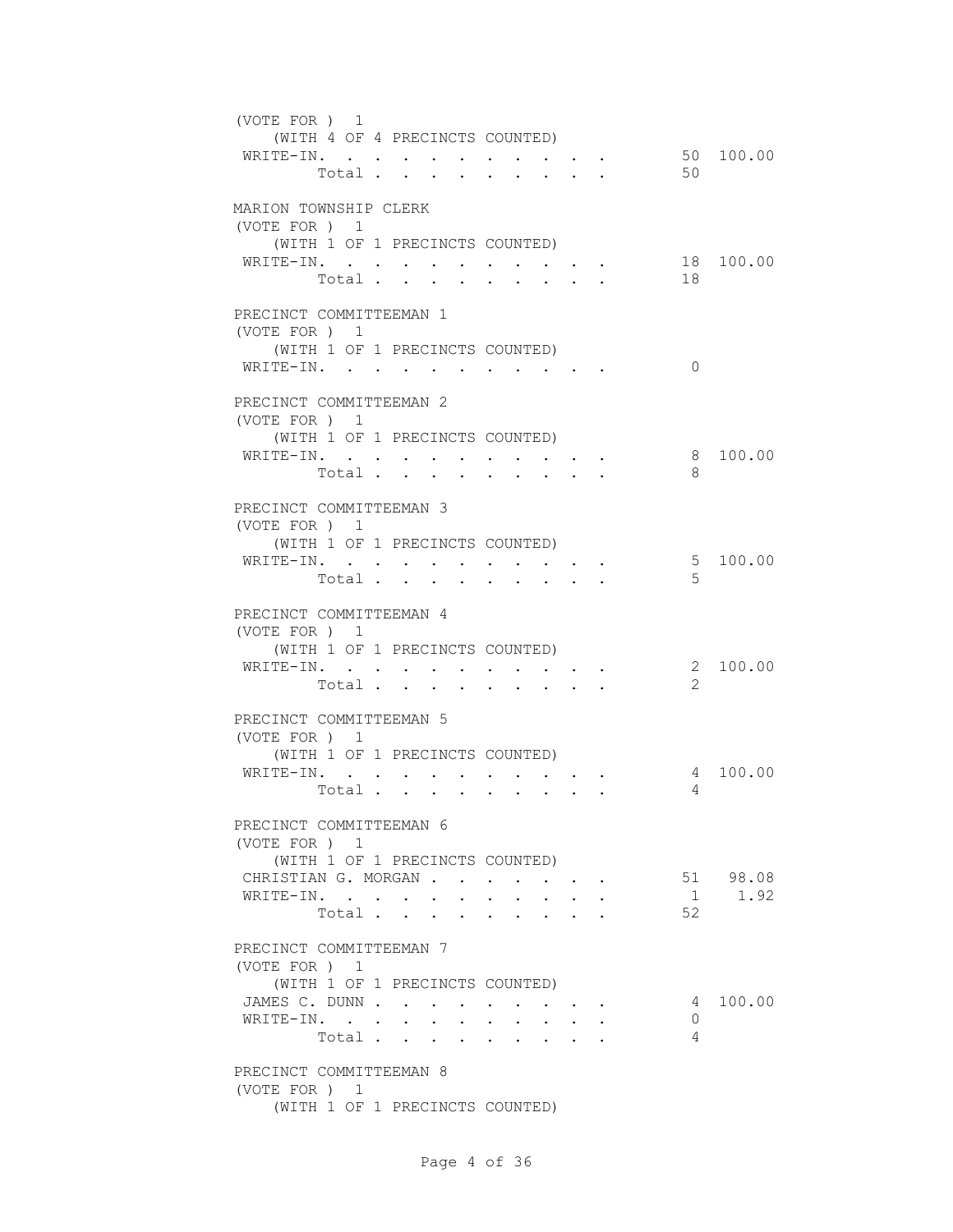(VOTE FOR ) 1
(WITH 4 OF 4 PRECINCTS COUNTED)

| | | |
|---|---|---|
| WRITE-IN. . . . . . . . . . . . | 50 | 100.00 |
| Total . . . . . . . . . | 50 | |

MARION TOWNSHIP CLERK
(VOTE FOR ) 1
(WITH 1 OF 1 PRECINCTS COUNTED)

| | | |
|---|---|---|
| WRITE-IN. . . . . . . . . . . . | 18 | 100.00 |
| Total . . . . . . . . . | 18 | |

PRECINCT COMMITTEEMAN 1
(VOTE FOR ) 1
(WITH 1 OF 1 PRECINCTS COUNTED)

| | | |
|---|---|---|
| WRITE-IN. . . . . . . . . . . . | 0 | |

PRECINCT COMMITTEEMAN 2
(VOTE FOR ) 1
(WITH 1 OF 1 PRECINCTS COUNTED)

| | | |
|---|---|---|
| WRITE-IN. . . . . . . . . . . . | 8 | 100.00 |
| Total . . . . . . . . . | 8 | |

PRECINCT COMMITTEEMAN 3
(VOTE FOR ) 1
(WITH 1 OF 1 PRECINCTS COUNTED)

| | | |
|---|---|---|
| WRITE-IN. . . . . . . . . . . . | 5 | 100.00 |
| Total . . . . . . . . . | 5 | |

PRECINCT COMMITTEEMAN 4
(VOTE FOR ) 1
(WITH 1 OF 1 PRECINCTS COUNTED)

| | | |
|---|---|---|
| WRITE-IN. . . . . . . . . . . . | 2 | 100.00 |
| Total . . . . . . . . . | 2 | |

PRECINCT COMMITTEEMAN 5
(VOTE FOR ) 1
(WITH 1 OF 1 PRECINCTS COUNTED)

| | | |
|---|---|---|
| WRITE-IN. . . . . . . . . . . . | 4 | 100.00 |
| Total . . . . . . . . . | 4 | |

PRECINCT COMMITTEEMAN 6
(VOTE FOR ) 1
(WITH 1 OF 1 PRECINCTS COUNTED)

| | | |
|---|---|---|
| CHRISTIAN G. MORGAN . . . . . . . | 51 | 98.08 |
| WRITE-IN. . . . . . . . . . . . | 1 | 1.92 |
| Total . . . . . . . . . | 52 | |

PRECINCT COMMITTEEMAN 7
(VOTE FOR ) 1
(WITH 1 OF 1 PRECINCTS COUNTED)

| | | |
|---|---|---|
| JAMES C. DUNN . . . . . . . . . . | 4 | 100.00 |
| WRITE-IN. . . . . . . . . . . . | 0 | |
| Total . . . . . . . . . | 4 | |

PRECINCT COMMITTEEMAN 8
(VOTE FOR ) 1
(WITH 1 OF 1 PRECINCTS COUNTED)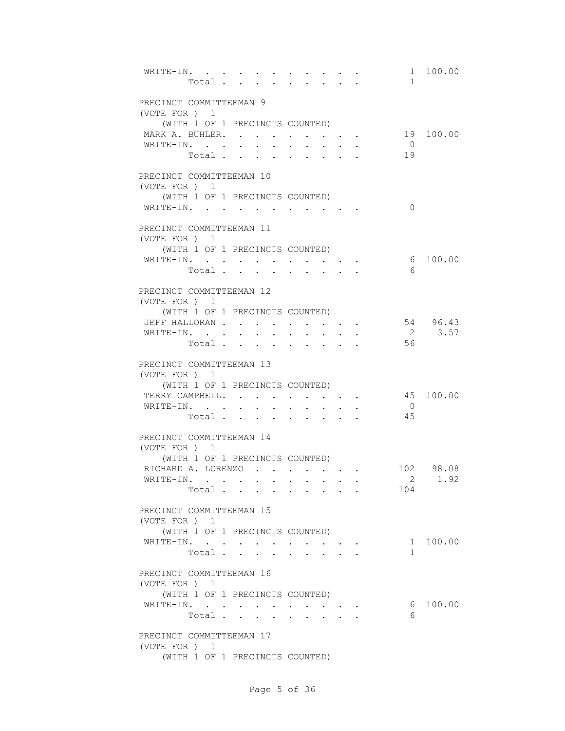| | | |
|---|---|---|
| WRITE-IN. | 1 | 100.00 |
| Total | 1 | |

PRECINCT COMMITTEEMAN 9
(VOTE FOR ) 1
(WITH 1 OF 1 PRECINCTS COUNTED)

| | | |
|---|---|---|
| MARK A. BUHLER. | 19 | 100.00 |
| WRITE-IN. | 0 | |
| Total | 19 | |

PRECINCT COMMITTEEMAN 10
(VOTE FOR ) 1
(WITH 1 OF 1 PRECINCTS COUNTED)

| | | |
|---|---|---|
| WRITE-IN. | 0 | |

PRECINCT COMMITTEEMAN 11
(VOTE FOR ) 1
(WITH 1 OF 1 PRECINCTS COUNTED)

| | | |
|---|---|---|
| WRITE-IN. | 6 | 100.00 |
| Total | 6 | |

PRECINCT COMMITTEEMAN 12
(VOTE FOR ) 1
(WITH 1 OF 1 PRECINCTS COUNTED)

| | | |
|---|---|---|
| JEFF HALLORAN | 54 | 96.43 |
| WRITE-IN. | 2 | 3.57 |
| Total | 56 | |

PRECINCT COMMITTEEMAN 13
(VOTE FOR ) 1
(WITH 1 OF 1 PRECINCTS COUNTED)

| | | |
|---|---|---|
| TERRY CAMPBELL. | 45 | 100.00 |
| WRITE-IN. | 0 | |
| Total | 45 | |

PRECINCT COMMITTEEMAN 14
(VOTE FOR ) 1
(WITH 1 OF 1 PRECINCTS COUNTED)

| | | |
|---|---|---|
| RICHARD A. LORENZO | 102 | 98.08 |
| WRITE-IN. | 2 | 1.92 |
| Total | 104 | |

PRECINCT COMMITTEEMAN 15
(VOTE FOR ) 1
(WITH 1 OF 1 PRECINCTS COUNTED)

| | | |
|---|---|---|
| WRITE-IN. | 1 | 100.00 |
| Total | 1 | |

PRECINCT COMMITTEEMAN 16
(VOTE FOR ) 1
(WITH 1 OF 1 PRECINCTS COUNTED)

| | | |
|---|---|---|
| WRITE-IN. | 6 | 100.00 |
| Total | 6 | |

PRECINCT COMMITTEEMAN 17
(VOTE FOR ) 1
(WITH 1 OF 1 PRECINCTS COUNTED)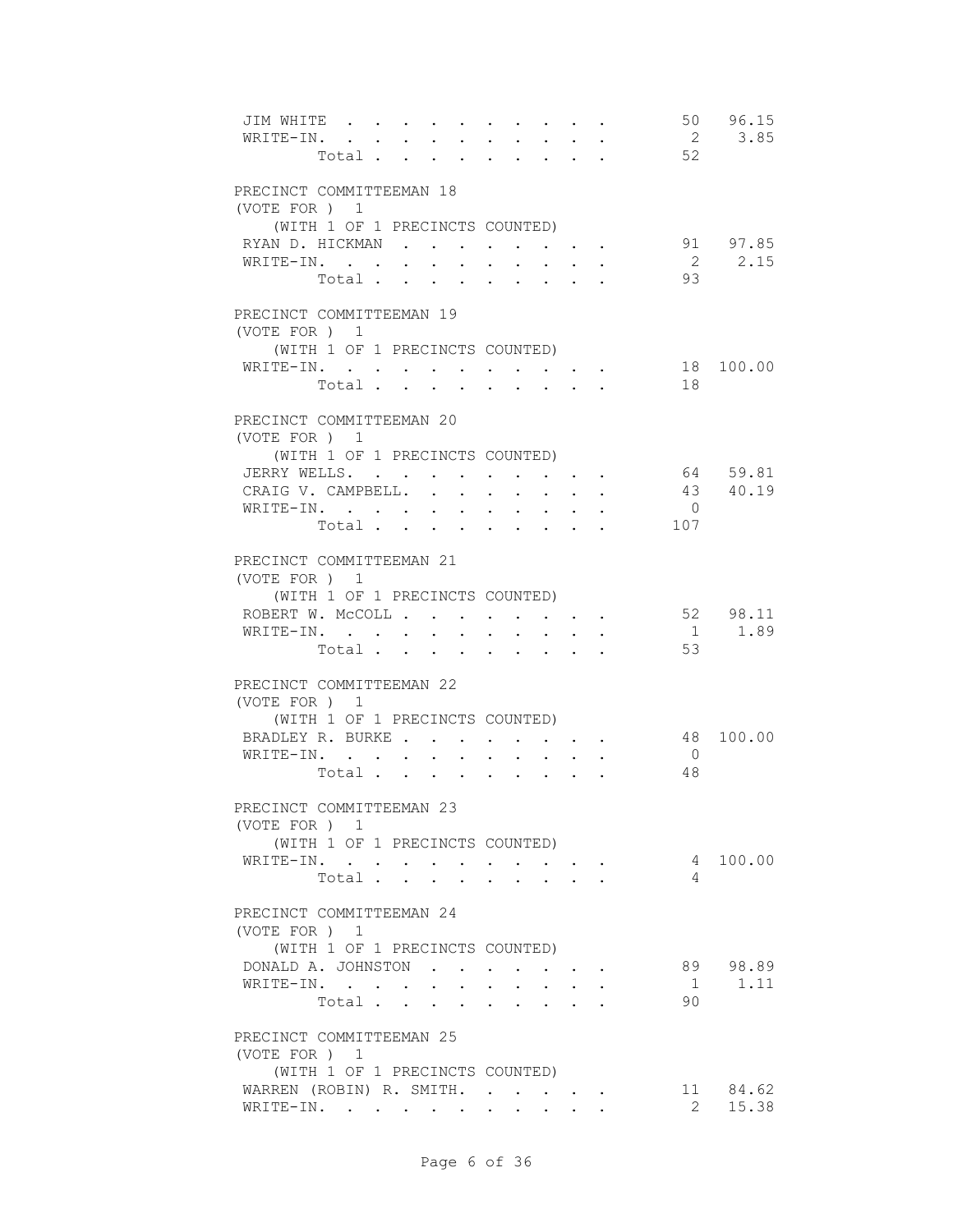| | | |
|---|---|---|
| JIM WHITE | 50 | 96.15 |
| WRITE-IN. | 2 | 3.85 |
| Total | 52 | |

PRECINCT COMMITTEEMAN 18
(VOTE FOR ) 1
(WITH 1 OF 1 PRECINCTS COUNTED)

| | | |
|---|---|---|
| RYAN D. HICKMAN | 91 | 97.85 |
| WRITE-IN. | 2 | 2.15 |
| Total | 93 | |

PRECINCT COMMITTEEMAN 19
(VOTE FOR ) 1
(WITH 1 OF 1 PRECINCTS COUNTED)

| | | |
|---|---|---|
| WRITE-IN. | 18 | 100.00 |
| Total | 18 | |

PRECINCT COMMITTEEMAN 20
(VOTE FOR ) 1
(WITH 1 OF 1 PRECINCTS COUNTED)

| | | |
|---|---|---|
| JERRY WELLS. | 64 | 59.81 |
| CRAIG V. CAMPBELL. | 43 | 40.19 |
| WRITE-IN. | 0 | |
| Total | 107 | |

PRECINCT COMMITTEEMAN 21
(VOTE FOR ) 1
(WITH 1 OF 1 PRECINCTS COUNTED)

| | | |
|---|---|---|
| ROBERT W. McCOLL | 52 | 98.11 |
| WRITE-IN. | 1 | 1.89 |
| Total | 53 | |

PRECINCT COMMITTEEMAN 22
(VOTE FOR ) 1
(WITH 1 OF 1 PRECINCTS COUNTED)

| | | |
|---|---|---|
| BRADLEY R. BURKE | 48 | 100.00 |
| WRITE-IN. | 0 | |
| Total | 48 | |

PRECINCT COMMITTEEMAN 23
(VOTE FOR ) 1
(WITH 1 OF 1 PRECINCTS COUNTED)

| | | |
|---|---|---|
| WRITE-IN. | 4 | 100.00 |
| Total | 4 | |

PRECINCT COMMITTEEMAN 24
(VOTE FOR ) 1
(WITH 1 OF 1 PRECINCTS COUNTED)

| | | |
|---|---|---|
| DONALD A. JOHNSTON | 89 | 98.89 |
| WRITE-IN. | 1 | 1.11 |
| Total | 90 | |

PRECINCT COMMITTEEMAN 25
(VOTE FOR ) 1
(WITH 1 OF 1 PRECINCTS COUNTED)

| | | |
|---|---|---|
| WARREN (ROBIN) R. SMITH. | 11 | 84.62 |
| WRITE-IN. | 2 | 15.38 |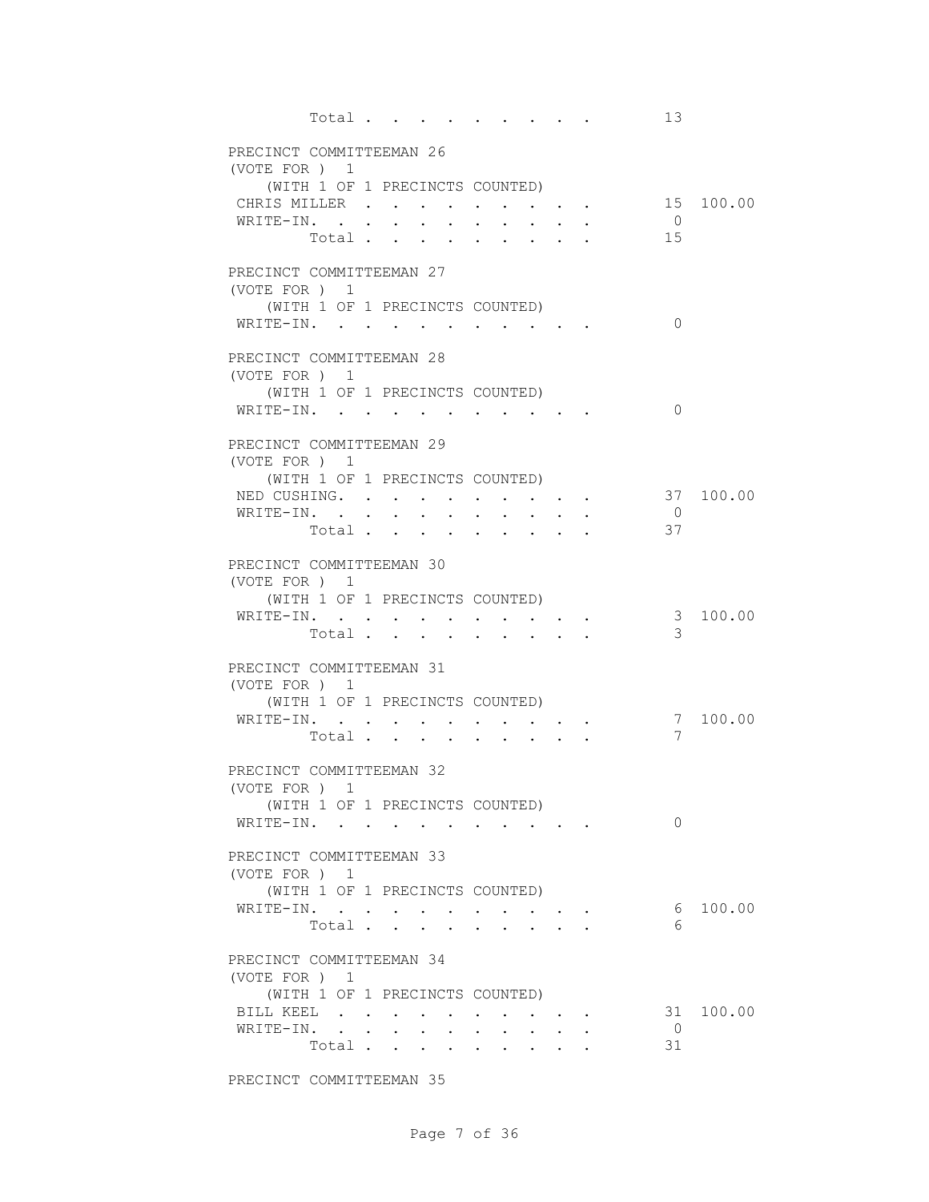Total . . . . . . . . . . 13

PRECINCT COMMITTEEMAN 26
(VOTE FOR ) 1
(WITH 1 OF 1 PRECINCTS COUNTED)

| | | |
|---|---|---|
| CHRIS MILLER | 15 | 100.00 |
| WRITE-IN. | 0 | |
| Total | 15 | |

PRECINCT COMMITTEEMAN 27
(VOTE FOR ) 1
(WITH 1 OF 1 PRECINCTS COUNTED)

| | | |
|---|---|---|
| WRITE-IN. | 0 | |

PRECINCT COMMITTEEMAN 28
(VOTE FOR ) 1
(WITH 1 OF 1 PRECINCTS COUNTED)

| | | |
|---|---|---|
| WRITE-IN. | 0 | |

PRECINCT COMMITTEEMAN 29
(VOTE FOR ) 1
(WITH 1 OF 1 PRECINCTS COUNTED)

| | | |
|---|---|---|
| NED CUSHING. | 37 | 100.00 |
| WRITE-IN. | 0 | |
| Total | 37 | |

PRECINCT COMMITTEEMAN 30
(VOTE FOR ) 1
(WITH 1 OF 1 PRECINCTS COUNTED)

| | | |
|---|---|---|
| WRITE-IN. | 3 | 100.00 |
| Total | 3 | |

PRECINCT COMMITTEEMAN 31
(VOTE FOR ) 1
(WITH 1 OF 1 PRECINCTS COUNTED)

| | | |
|---|---|---|
| WRITE-IN. | 7 | 100.00 |
| Total | 7 | |

PRECINCT COMMITTEEMAN 32
(VOTE FOR ) 1
(WITH 1 OF 1 PRECINCTS COUNTED)

| | | |
|---|---|---|
| WRITE-IN. | 0 | |

PRECINCT COMMITTEEMAN 33
(VOTE FOR ) 1
(WITH 1 OF 1 PRECINCTS COUNTED)

| | | |
|---|---|---|
| WRITE-IN. | 6 | 100.00 |
| Total | 6 | |

PRECINCT COMMITTEEMAN 34
(VOTE FOR ) 1
(WITH 1 OF 1 PRECINCTS COUNTED)

| | | |
|---|---|---|
| BILL KEEL | 31 | 100.00 |
| WRITE-IN. | 0 | |
| Total | 31 | |

PRECINCT COMMITTEEMAN 35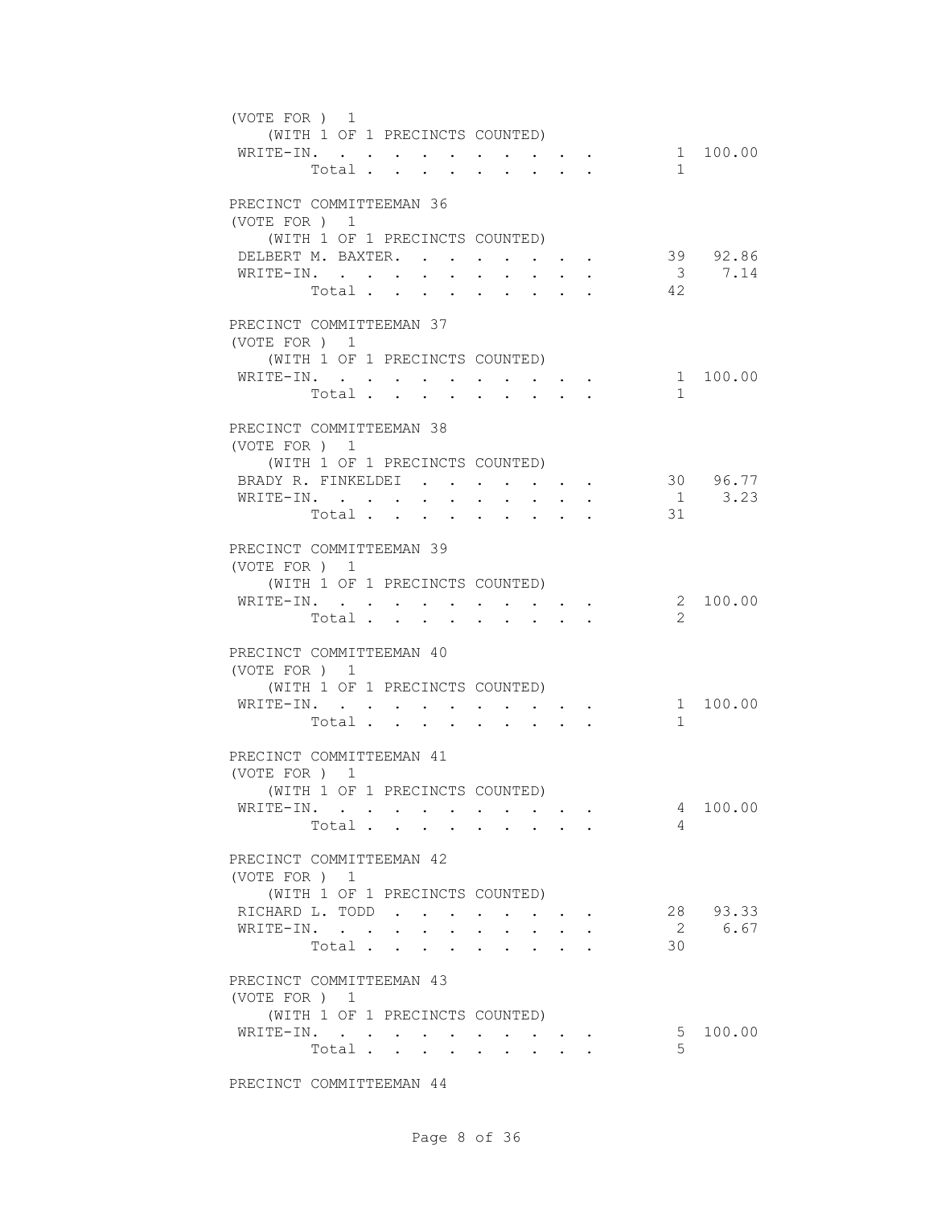(VOTE FOR ) 1
(WITH 1 OF 1 PRECINCTS COUNTED)

| | | |
|---|---|---|
| WRITE-IN. . . . . . . . . . . . | 1 | 100.00 |
| Total . . . . . . . . . | 1 | |

PRECINCT COMMITTEEMAN 36
(VOTE FOR ) 1
(WITH 1 OF 1 PRECINCTS COUNTED)

| | | |
|---|---|---|
| DELBERT M. BAXTER. . . . . . . . | 39 | 92.86 |
| WRITE-IN. . . . . . . . . . . . | 3 | 7.14 |
| Total . . . . . . . . . | 42 | |

PRECINCT COMMITTEEMAN 37
(VOTE FOR ) 1
(WITH 1 OF 1 PRECINCTS COUNTED)

| | | |
|---|---|---|
| WRITE-IN. . . . . . . . . . . . | 1 | 100.00 |
| Total . . . . . . . . . | 1 | |

PRECINCT COMMITTEEMAN 38
(VOTE FOR ) 1
(WITH 1 OF 1 PRECINCTS COUNTED)

| | | |
|---|---|---|
| BRADY R. FINKELDEI . . . . . . . | 30 | 96.77 |
| WRITE-IN. . . . . . . . . . . . | 1 | 3.23 |
| Total . . . . . . . . . | 31 | |

PRECINCT COMMITTEEMAN 39
(VOTE FOR ) 1
(WITH 1 OF 1 PRECINCTS COUNTED)

| | | |
|---|---|---|
| WRITE-IN. . . . . . . . . . . . | 2 | 100.00 |
| Total . . . . . . . . . | 2 | |

PRECINCT COMMITTEEMAN 40
(VOTE FOR ) 1
(WITH 1 OF 1 PRECINCTS COUNTED)

| | | |
|---|---|---|
| WRITE-IN. . . . . . . . . . . . | 1 | 100.00 |
| Total . . . . . . . . . | 1 | |

PRECINCT COMMITTEEMAN 41
(VOTE FOR ) 1
(WITH 1 OF 1 PRECINCTS COUNTED)

| | | |
|---|---|---|
| WRITE-IN. . . . . . . . . . . . | 4 | 100.00 |
| Total . . . . . . . . . | 4 | |

PRECINCT COMMITTEEMAN 42
(VOTE FOR ) 1
(WITH 1 OF 1 PRECINCTS COUNTED)

| | | |
|---|---|---|
| RICHARD L. TODD . . . . . . . . | 28 | 93.33 |
| WRITE-IN. . . . . . . . . . . . | 2 | 6.67 |
| Total . . . . . . . . . | 30 | |

PRECINCT COMMITTEEMAN 43
(VOTE FOR ) 1
(WITH 1 OF 1 PRECINCTS COUNTED)

| | | |
|---|---|---|
| WRITE-IN. . . . . . . . . . . . | 5 | 100.00 |
| Total . . . . . . . . . | 5 | |

PRECINCT COMMITTEEMAN 44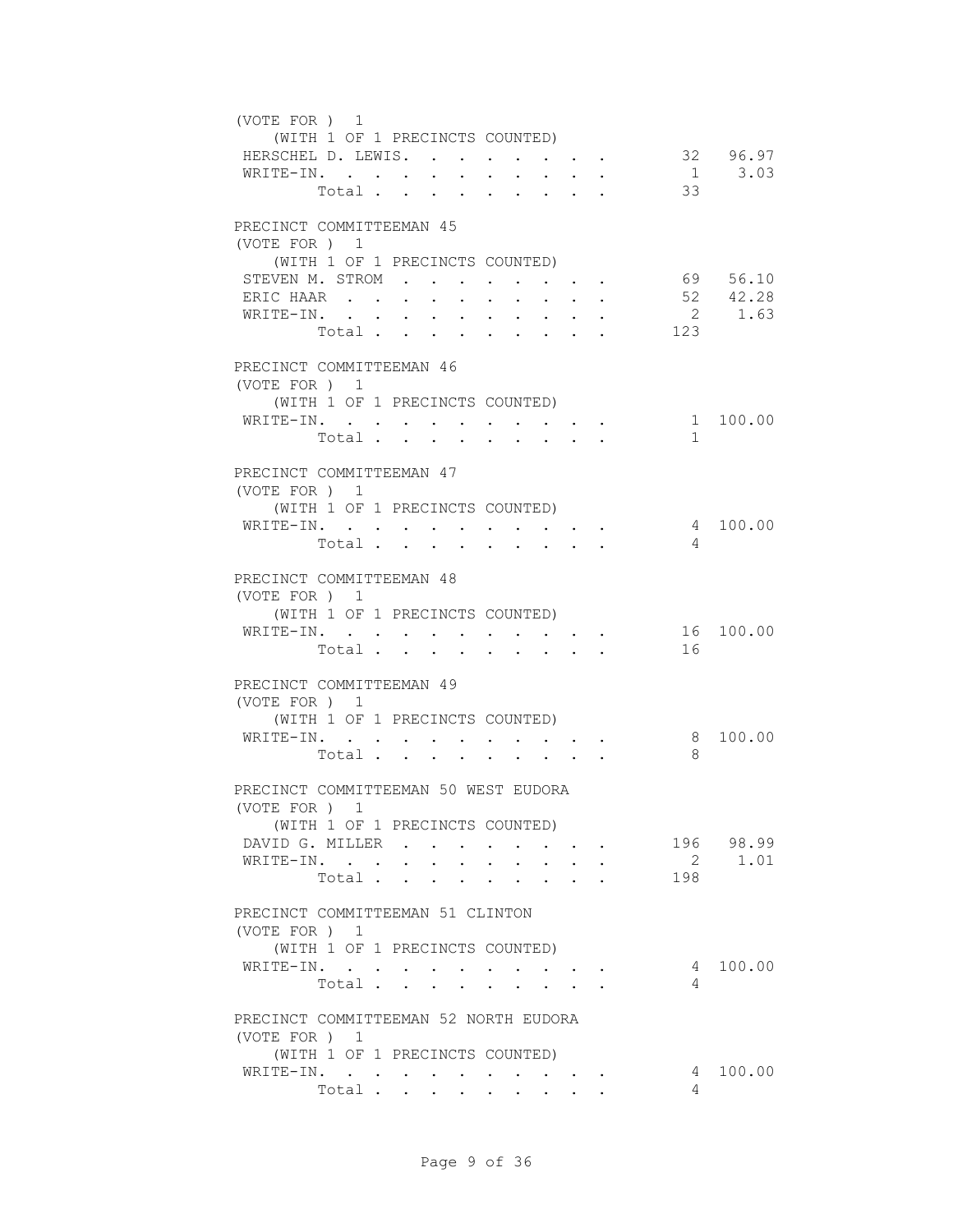(VOTE FOR ) 1
(WITH 1 OF 1 PRECINCTS COUNTED)

| | | |
|---|---|---|
| HERSCHEL D. LEWIS | 32 | 96.97 |
| WRITE-IN. | 1 | 3.03 |
| Total | 33 | |

PRECINCT COMMITTEEMAN 45
(VOTE FOR ) 1
(WITH 1 OF 1 PRECINCTS COUNTED)

| | | |
|---|---|---|
| STEVEN M. STROM | 69 | 56.10 |
| ERIC HAAR | 52 | 42.28 |
| WRITE-IN. | 2 | 1.63 |
| Total | 123 | |

PRECINCT COMMITTEEMAN 46
(VOTE FOR ) 1
(WITH 1 OF 1 PRECINCTS COUNTED)

| | | |
|---|---|---|
| WRITE-IN. | 1 | 100.00 |
| Total | 1 | |

PRECINCT COMMITTEEMAN 47
(VOTE FOR ) 1
(WITH 1 OF 1 PRECINCTS COUNTED)

| | | |
|---|---|---|
| WRITE-IN. | 4 | 100.00 |
| Total | 4 | |

PRECINCT COMMITTEEMAN 48
(VOTE FOR ) 1
(WITH 1 OF 1 PRECINCTS COUNTED)

| | | |
|---|---|---|
| WRITE-IN. | 16 | 100.00 |
| Total | 16 | |

PRECINCT COMMITTEEMAN 49
(VOTE FOR ) 1
(WITH 1 OF 1 PRECINCTS COUNTED)

| | | |
|---|---|---|
| WRITE-IN. | 8 | 100.00 |
| Total | 8 | |

PRECINCT COMMITTEEMAN 50 WEST EUDORA
(VOTE FOR ) 1
(WITH 1 OF 1 PRECINCTS COUNTED)

| | | |
|---|---|---|
| DAVID G. MILLER | 196 | 98.99 |
| WRITE-IN. | 2 | 1.01 |
| Total | 198 | |

PRECINCT COMMITTEEMAN 51 CLINTON
(VOTE FOR ) 1
(WITH 1 OF 1 PRECINCTS COUNTED)

| | | |
|---|---|---|
| WRITE-IN. | 4 | 100.00 |
| Total | 4 | |

PRECINCT COMMITTEEMAN 52 NORTH EUDORA
(VOTE FOR ) 1
(WITH 1 OF 1 PRECINCTS COUNTED)

| | | |
|---|---|---|
| WRITE-IN. | 4 | 100.00 |
| Total | 4 | |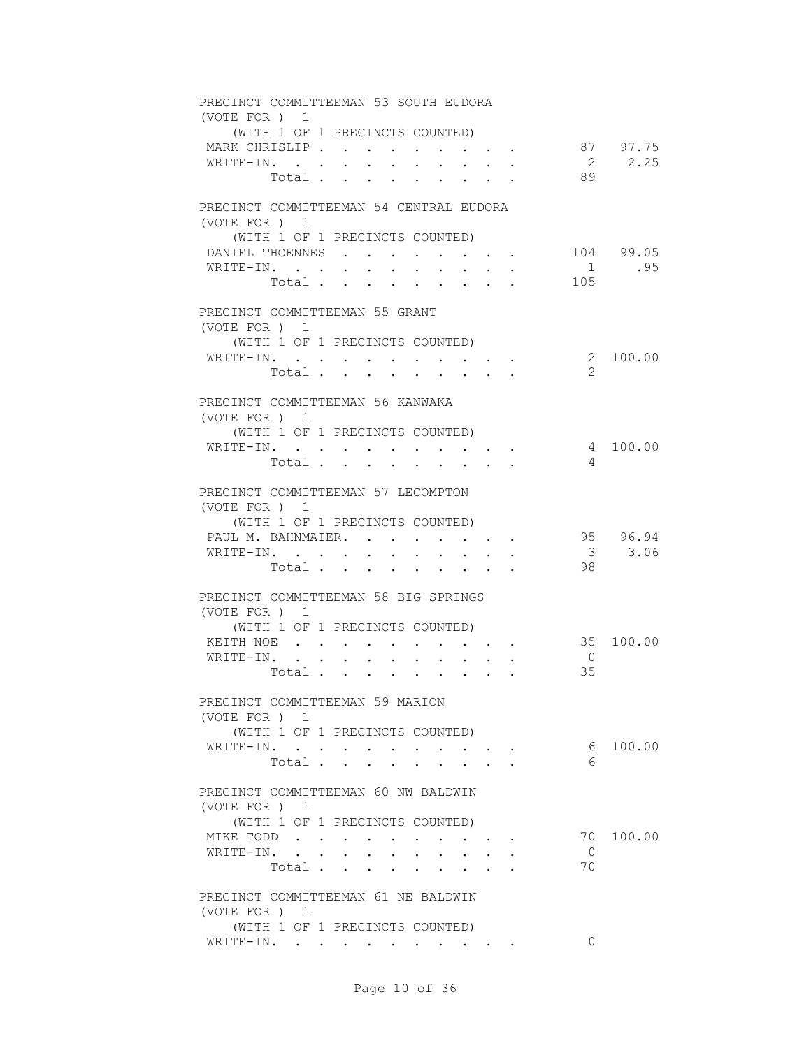PRECINCT COMMITTEEMAN 53 SOUTH EUDORA
(VOTE FOR ) 1
(WITH 1 OF 1 PRECINCTS COUNTED)

| | | |
|---|---|---|
| MARK CHRISLIP | 87 | 97.75 |
| WRITE-IN. | 2 | 2.25 |
| Total | 89 | |

PRECINCT COMMITTEEMAN 54 CENTRAL EUDORA
(VOTE FOR ) 1
(WITH 1 OF 1 PRECINCTS COUNTED)

| | | |
|---|---|---|
| DANIEL THOENNES | 104 | 99.05 |
| WRITE-IN. | 1 | .95 |
| Total | 105 | |

PRECINCT COMMITTEEMAN 55 GRANT
(VOTE FOR ) 1
(WITH 1 OF 1 PRECINCTS COUNTED)

| | | |
|---|---|---|
| WRITE-IN. | 2 | 100.00 |
| Total | 2 | |

PRECINCT COMMITTEEMAN 56 KANWAKA
(VOTE FOR ) 1
(WITH 1 OF 1 PRECINCTS COUNTED)

| | | |
|---|---|---|
| WRITE-IN. | 4 | 100.00 |
| Total | 4 | |

PRECINCT COMMITTEEMAN 57 LECOMPTON
(VOTE FOR ) 1
(WITH 1 OF 1 PRECINCTS COUNTED)

| | | |
|---|---|---|
| PAUL M. BAHNMAIER. | 95 | 96.94 |
| WRITE-IN. | 3 | 3.06 |
| Total | 98 | |

PRECINCT COMMITTEEMAN 58 BIG SPRINGS
(VOTE FOR ) 1
(WITH 1 OF 1 PRECINCTS COUNTED)

| | | |
|---|---|---|
| KEITH NOE | 35 | 100.00 |
| WRITE-IN. | 0 | |
| Total | 35 | |

PRECINCT COMMITTEEMAN 59 MARION
(VOTE FOR ) 1
(WITH 1 OF 1 PRECINCTS COUNTED)

| | | |
|---|---|---|
| WRITE-IN. | 6 | 100.00 |
| Total | 6 | |

PRECINCT COMMITTEEMAN 60 NW BALDWIN
(VOTE FOR ) 1
(WITH 1 OF 1 PRECINCTS COUNTED)

| | | |
|---|---|---|
| MIKE TODD | 70 | 100.00 |
| WRITE-IN. | 0 | |
| Total | 70 | |

PRECINCT COMMITTEEMAN 61 NE BALDWIN
(VOTE FOR ) 1
(WITH 1 OF 1 PRECINCTS COUNTED)

| | | |
|---|---|---|
| WRITE-IN. | 0 | |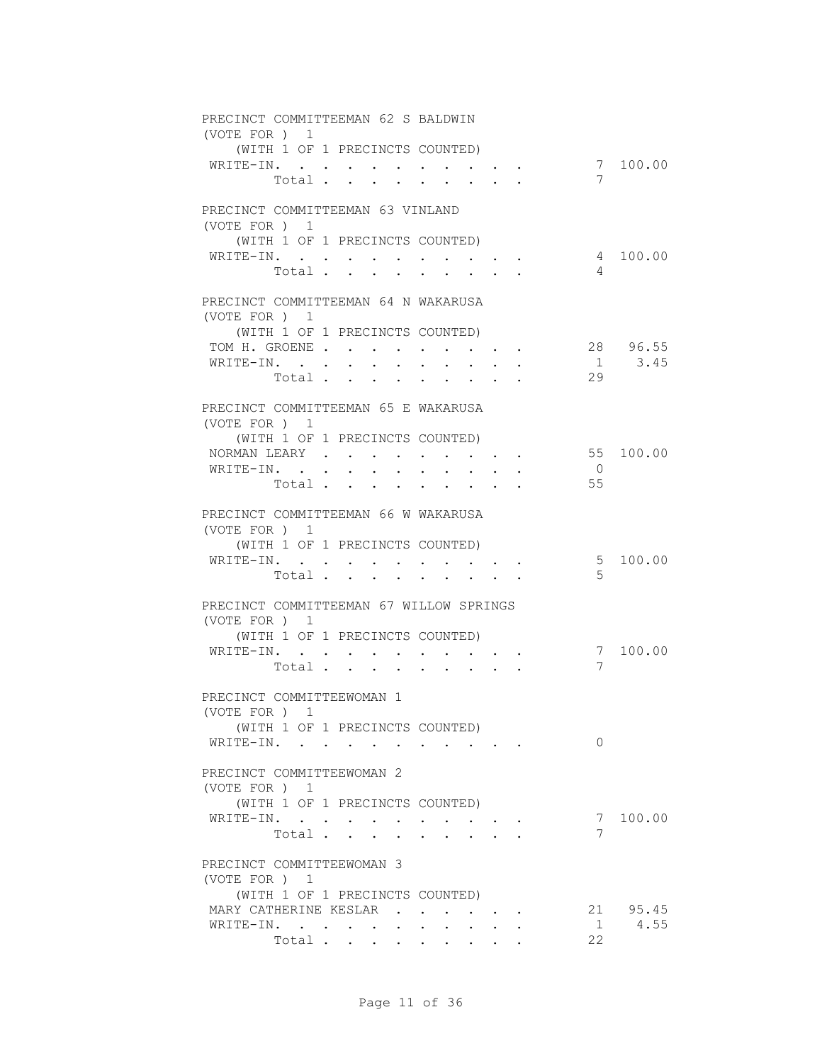PRECINCT COMMITTEEMAN 62 S BALDWIN
(VOTE FOR ) 1
(WITH 1 OF 1 PRECINCTS COUNTED)

| | Votes | Percent |
|---|---|---|
| WRITE-IN. . . . . . . . . . . . | 7 | 100.00 |
| Total . . . . . . . . . | 7 | |

PRECINCT COMMITTEEMAN 63 VINLAND
(VOTE FOR ) 1
(WITH 1 OF 1 PRECINCTS COUNTED)

| | Votes | Percent |
|---|---|---|
| WRITE-IN. . . . . . . . . . . . | 4 | 100.00 |
| Total . . . . . . . . . | 4 | |

PRECINCT COMMITTEEMAN 64 N WAKARUSA
(VOTE FOR ) 1
(WITH 1 OF 1 PRECINCTS COUNTED)

| | Votes | Percent |
|---|---|---|
| TOM H. GROENE . . . . . . . . . . | 28 | 96.55 |
| WRITE-IN. . . . . . . . . . . . | 1 | 3.45 |
| Total . . . . . . . . . | 29 | |

PRECINCT COMMITTEEMAN 65 E WAKARUSA
(VOTE FOR ) 1
(WITH 1 OF 1 PRECINCTS COUNTED)

| | Votes | Percent |
|---|---|---|
| NORMAN LEARY . . . . . . . . . . | 55 | 100.00 |
| WRITE-IN. . . . . . . . . . . . | 0 | |
| Total . . . . . . . . . | 55 | |

PRECINCT COMMITTEEMAN 66 W WAKARUSA
(VOTE FOR ) 1
(WITH 1 OF 1 PRECINCTS COUNTED)

| | Votes | Percent |
|---|---|---|
| WRITE-IN. . . . . . . . . . . . | 5 | 100.00 |
| Total . . . . . . . . . | 5 | |

PRECINCT COMMITTEEMAN 67 WILLOW SPRINGS
(VOTE FOR ) 1
(WITH 1 OF 1 PRECINCTS COUNTED)

| | Votes | Percent |
|---|---|---|
| WRITE-IN. . . . . . . . . . . . | 7 | 100.00 |
| Total . . . . . . . . . | 7 | |

PRECINCT COMMITTEEWOMAN 1
(VOTE FOR ) 1
(WITH 1 OF 1 PRECINCTS COUNTED)

| | Votes | Percent |
|---|---|---|
| WRITE-IN. . . . . . . . . . . . | 0 | |

PRECINCT COMMITTEEWOMAN 2
(VOTE FOR ) 1
(WITH 1 OF 1 PRECINCTS COUNTED)

| | Votes | Percent |
|---|---|---|
| WRITE-IN. . . . . . . . . . . . | 7 | 100.00 |
| Total . . . . . . . . . | 7 | |

PRECINCT COMMITTEEWOMAN 3
(VOTE FOR ) 1
(WITH 1 OF 1 PRECINCTS COUNTED)

| | Votes | Percent |
|---|---|---|
| MARY CATHERINE KESLAR . . . . . . . | 21 | 95.45 |
| WRITE-IN. . . . . . . . . . . . | 1 | 4.55 |
| Total . . . . . . . . . | 22 | |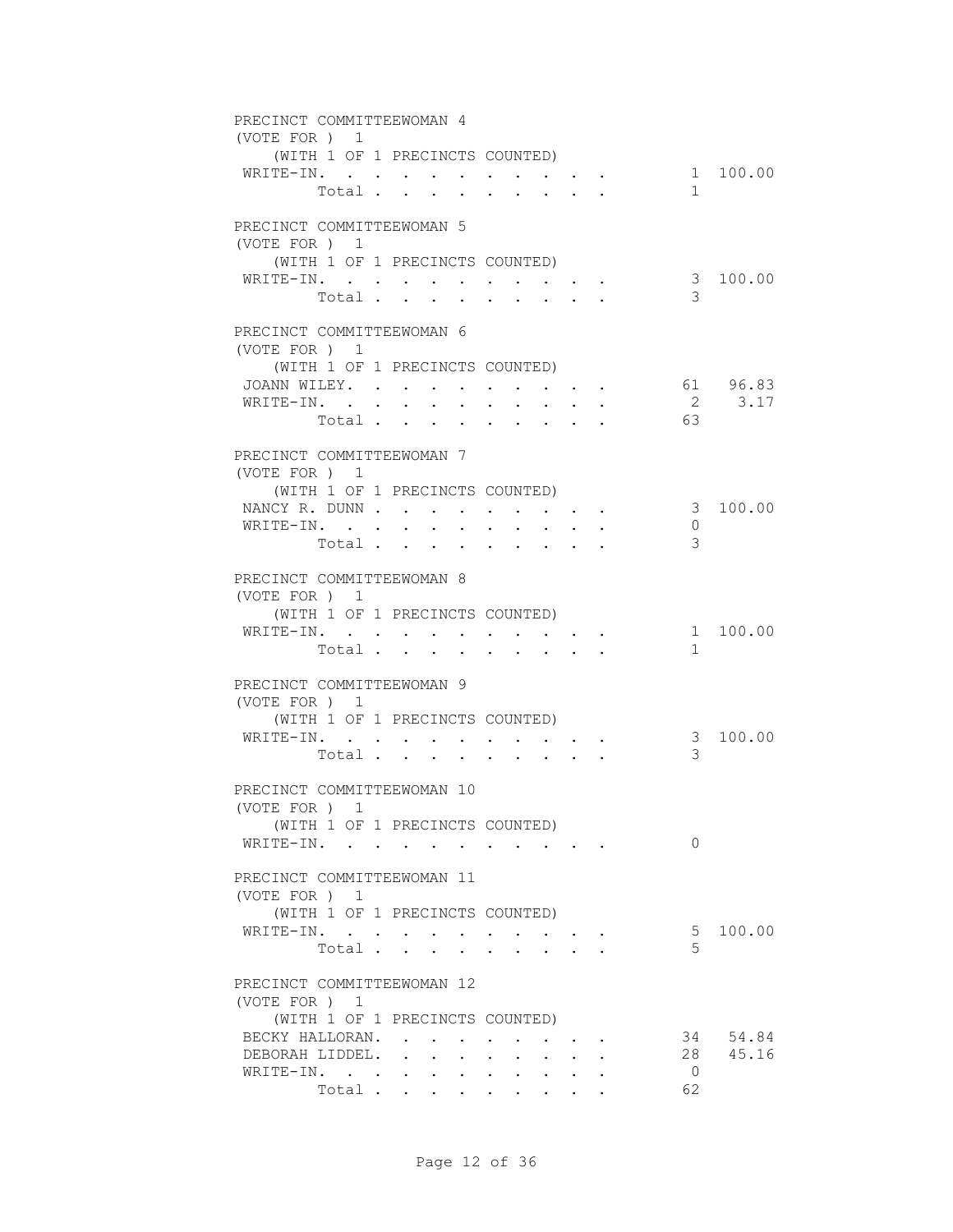PRECINCT COMMITTEEWOMAN 4
(VOTE FOR ) 1
(WITH 1 OF 1 PRECINCTS COUNTED)

| | | |
|---|---|---|
| WRITE-IN. | 1 | 100.00 |
| Total | 1 | |

PRECINCT COMMITTEEWOMAN 5
(VOTE FOR ) 1
(WITH 1 OF 1 PRECINCTS COUNTED)

| | | |
|---|---|---|
| WRITE-IN. | 3 | 100.00 |
| Total | 3 | |

PRECINCT COMMITTEEWOMAN 6
(VOTE FOR ) 1
(WITH 1 OF 1 PRECINCTS COUNTED)

| | | |
|---|---|---|
| JOANN WILEY. | 61 | 96.83 |
| WRITE-IN. | 2 | 3.17 |
| Total | 63 | |

PRECINCT COMMITTEEWOMAN 7
(VOTE FOR ) 1
(WITH 1 OF 1 PRECINCTS COUNTED)

| | | |
|---|---|---|
| NANCY R. DUNN | 3 | 100.00 |
| WRITE-IN. | 0 | |
| Total | 3 | |

PRECINCT COMMITTEEWOMAN 8
(VOTE FOR ) 1
(WITH 1 OF 1 PRECINCTS COUNTED)

| | | |
|---|---|---|
| WRITE-IN. | 1 | 100.00 |
| Total | 1 | |

PRECINCT COMMITTEEWOMAN 9
(VOTE FOR ) 1
(WITH 1 OF 1 PRECINCTS COUNTED)

| | | |
|---|---|---|
| WRITE-IN. | 3 | 100.00 |
| Total | 3 | |

PRECINCT COMMITTEEWOMAN 10
(VOTE FOR ) 1
(WITH 1 OF 1 PRECINCTS COUNTED)

| | | |
|---|---|---|
| WRITE-IN. | 0 | |

PRECINCT COMMITTEEWOMAN 11
(VOTE FOR ) 1
(WITH 1 OF 1 PRECINCTS COUNTED)

| | | |
|---|---|---|
| WRITE-IN. | 5 | 100.00 |
| Total | 5 | |

PRECINCT COMMITTEEWOMAN 12
(VOTE FOR ) 1
(WITH 1 OF 1 PRECINCTS COUNTED)

| | | |
|---|---|---|
| BECKY HALLORAN. | 34 | 54.84 |
| DEBORAH LIDDEL. | 28 | 45.16 |
| WRITE-IN. | 0 | |
| Total | 62 | |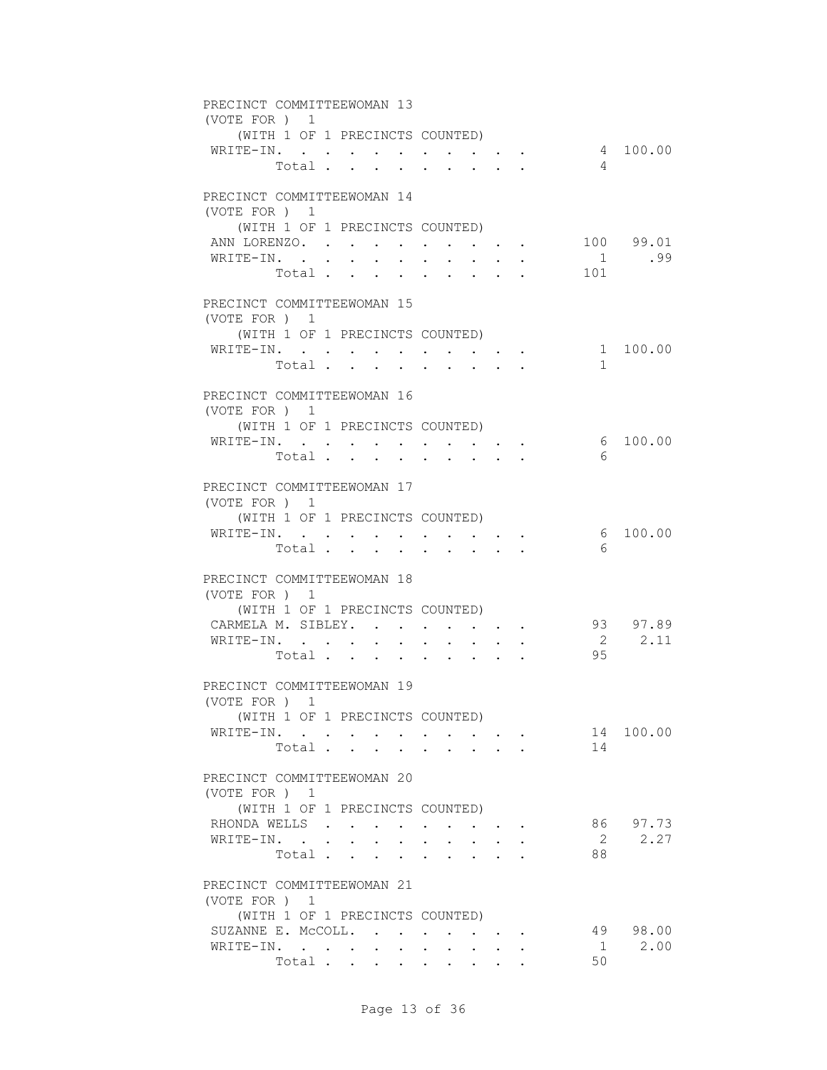PRECINCT COMMITTEEWOMAN 13
(VOTE FOR ) 1
(WITH 1 OF 1 PRECINCTS COUNTED)

| | Votes | Percent |
|---|---|---|
| WRITE-IN. | 4 | 100.00 |
| Total | 4 | |

PRECINCT COMMITTEEWOMAN 14
(VOTE FOR ) 1
(WITH 1 OF 1 PRECINCTS COUNTED)

| | Votes | Percent |
|---|---|---|
| ANN LORENZO. | 100 | 99.01 |
| WRITE-IN. | 1 | .99 |
| Total | 101 | |

PRECINCT COMMITTEEWOMAN 15
(VOTE FOR ) 1
(WITH 1 OF 1 PRECINCTS COUNTED)

| | Votes | Percent |
|---|---|---|
| WRITE-IN. | 1 | 100.00 |
| Total | 1 | |

PRECINCT COMMITTEEWOMAN 16
(VOTE FOR ) 1
(WITH 1 OF 1 PRECINCTS COUNTED)

| | Votes | Percent |
|---|---|---|
| WRITE-IN. | 6 | 100.00 |
| Total | 6 | |

PRECINCT COMMITTEEWOMAN 17
(VOTE FOR ) 1
(WITH 1 OF 1 PRECINCTS COUNTED)

| | Votes | Percent |
|---|---|---|
| WRITE-IN. | 6 | 100.00 |
| Total | 6 | |

PRECINCT COMMITTEEWOMAN 18
(VOTE FOR ) 1
(WITH 1 OF 1 PRECINCTS COUNTED)

| | Votes | Percent |
|---|---|---|
| CARMELA M. SIBLEY. | 93 | 97.89 |
| WRITE-IN. | 2 | 2.11 |
| Total | 95 | |

PRECINCT COMMITTEEWOMAN 19
(VOTE FOR ) 1
(WITH 1 OF 1 PRECINCTS COUNTED)

| | Votes | Percent |
|---|---|---|
| WRITE-IN. | 14 | 100.00 |
| Total | 14 | |

PRECINCT COMMITTEEWOMAN 20
(VOTE FOR ) 1
(WITH 1 OF 1 PRECINCTS COUNTED)

| | Votes | Percent |
|---|---|---|
| RHONDA WELLS | 86 | 97.73 |
| WRITE-IN. | 2 | 2.27 |
| Total | 88 | |

PRECINCT COMMITTEEWOMAN 21
(VOTE FOR ) 1
(WITH 1 OF 1 PRECINCTS COUNTED)

| | Votes | Percent |
|---|---|---|
| SUZANNE E. McCOLL. | 49 | 98.00 |
| WRITE-IN. | 1 | 2.00 |
| Total | 50 | |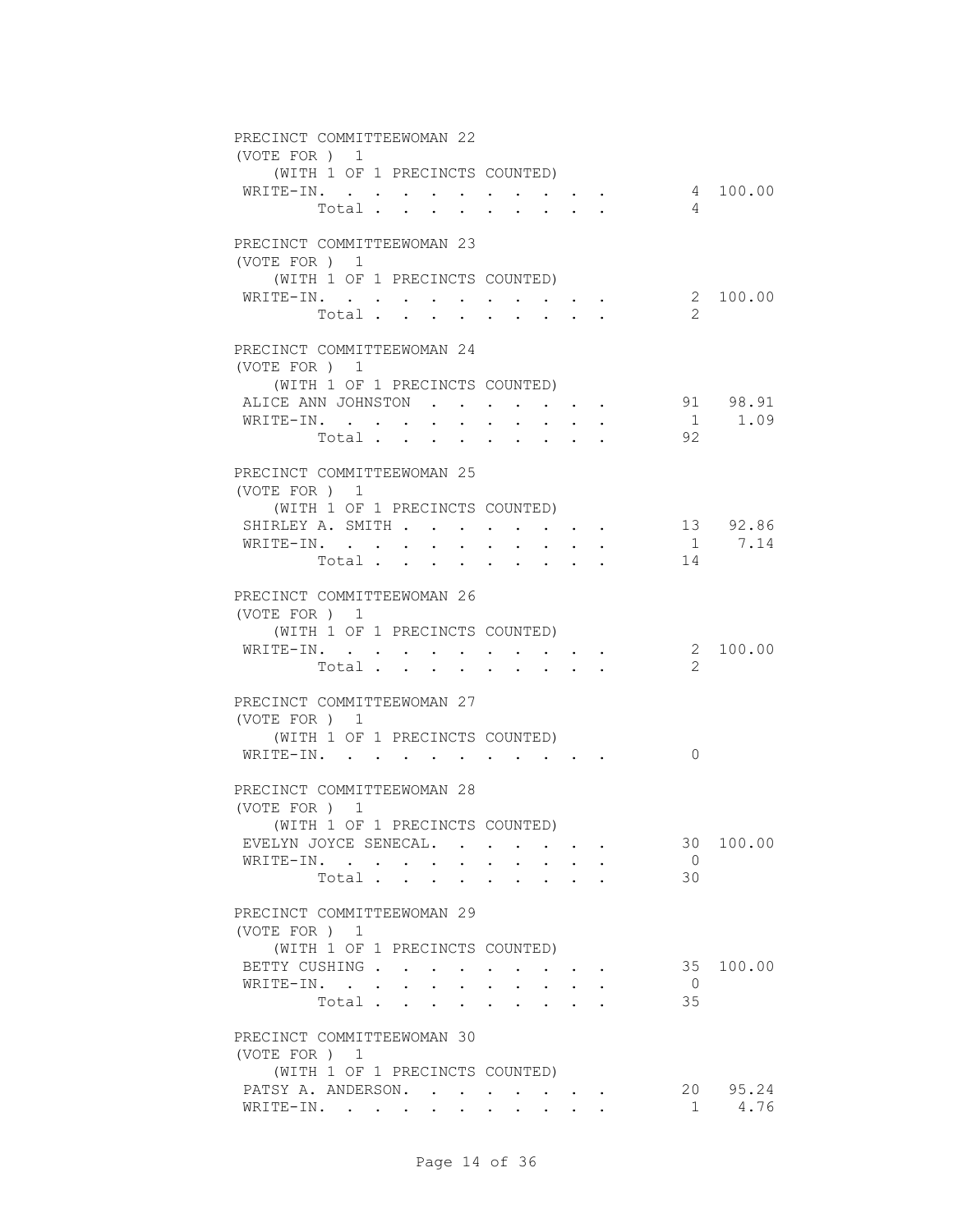PRECINCT COMMITTEEWOMAN 22
(VOTE FOR ) 1
(WITH 1 OF 1 PRECINCTS COUNTED)

| | | |
|---|---|---|
| WRITE-IN. . . . . . . . . . . . | 4 | 100.00 |
| Total . . . . . . . . . | 4 | |

PRECINCT COMMITTEEWOMAN 23
(VOTE FOR ) 1
(WITH 1 OF 1 PRECINCTS COUNTED)

| | | |
|---|---|---|
| WRITE-IN. . . . . . . . . . . . | 2 | 100.00 |
| Total . . . . . . . . . | 2 | |

PRECINCT COMMITTEEWOMAN 24
(VOTE FOR ) 1
(WITH 1 OF 1 PRECINCTS COUNTED)

| | | |
|---|---|---|
| ALICE ANN JOHNSTON . . . . . . . | 91 | 98.91 |
| WRITE-IN. . . . . . . . . . . . | 1 | 1.09 |
| Total . . . . . . . . . | 92 | |

PRECINCT COMMITTEEWOMAN 25
(VOTE FOR ) 1
(WITH 1 OF 1 PRECINCTS COUNTED)

| | | |
|---|---|---|
| SHIRLEY A. SMITH . . . . . . . . | 13 | 92.86 |
| WRITE-IN. . . . . . . . . . . . | 1 | 7.14 |
| Total . . . . . . . . . | 14 | |

PRECINCT COMMITTEEWOMAN 26
(VOTE FOR ) 1
(WITH 1 OF 1 PRECINCTS COUNTED)

| | | |
|---|---|---|
| WRITE-IN. . . . . . . . . . . . | 2 | 100.00 |
| Total . . . . . . . . . | 2 | |

PRECINCT COMMITTEEWOMAN 27
(VOTE FOR ) 1
(WITH 1 OF 1 PRECINCTS COUNTED)

| | | |
|---|---|---|
| WRITE-IN. . . . . . . . . . . . | 0 | |

PRECINCT COMMITTEEWOMAN 28
(VOTE FOR ) 1
(WITH 1 OF 1 PRECINCTS COUNTED)

| | | |
|---|---|---|
| EVELYN JOYCE SENECAL. . . . . . . | 30 | 100.00 |
| WRITE-IN. . . . . . . . . . . . | 0 | |
| Total . . . . . . . . . | 30 | |

PRECINCT COMMITTEEWOMAN 29
(VOTE FOR ) 1
(WITH 1 OF 1 PRECINCTS COUNTED)

| | | |
|---|---|---|
| BETTY CUSHING . . . . . . . . . | 35 | 100.00 |
| WRITE-IN. . . . . . . . . . . . | 0 | |
| Total . . . . . . . . . | 35 | |

PRECINCT COMMITTEEWOMAN 30
(VOTE FOR ) 1
(WITH 1 OF 1 PRECINCTS COUNTED)

| | | |
|---|---|---|
| PATSY A. ANDERSON. . . . . . . . | 20 | 95.24 |
| WRITE-IN. . . . . . . . . . . . | 1 | 4.76 |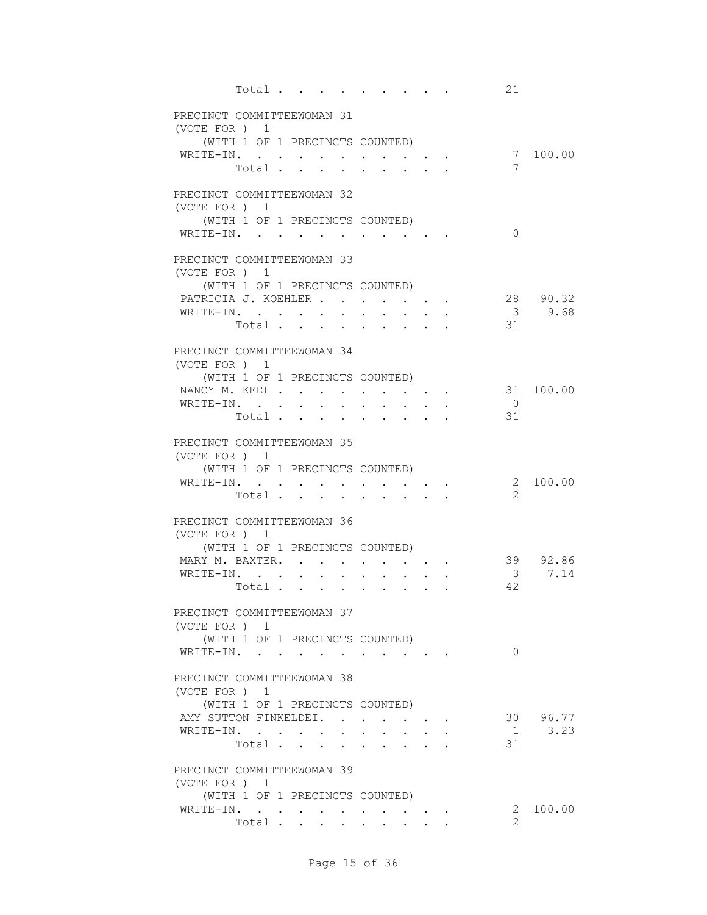Total . . . . . . . . . 21

PRECINCT COMMITTEEWOMAN 31
(VOTE FOR ) 1
(WITH 1 OF 1 PRECINCTS COUNTED)

| | | |
|---|---|---|
| WRITE-IN. | 7 | 100.00 |
| Total | 7 | |

PRECINCT COMMITTEEWOMAN 32
(VOTE FOR ) 1
(WITH 1 OF 1 PRECINCTS COUNTED)

| | | |
|---|---|---|
| WRITE-IN. | 0 | |

PRECINCT COMMITTEEWOMAN 33
(VOTE FOR ) 1
(WITH 1 OF 1 PRECINCTS COUNTED)

| | | |
|---|---|---|
| PATRICIA J. KOEHLER | 28 | 90.32 |
| WRITE-IN. | 3 | 9.68 |
| Total | 31 | |

PRECINCT COMMITTEEWOMAN 34
(VOTE FOR ) 1
(WITH 1 OF 1 PRECINCTS COUNTED)

| | | |
|---|---|---|
| NANCY M. KEEL | 31 | 100.00 |
| WRITE-IN. | 0 | |
| Total | 31 | |

PRECINCT COMMITTEEWOMAN 35
(VOTE FOR ) 1
(WITH 1 OF 1 PRECINCTS COUNTED)

| | | |
|---|---|---|
| WRITE-IN. | 2 | 100.00 |
| Total | 2 | |

PRECINCT COMMITTEEWOMAN 36
(VOTE FOR ) 1
(WITH 1 OF 1 PRECINCTS COUNTED)

| | | |
|---|---|---|
| MARY M. BAXTER. | 39 | 92.86 |
| WRITE-IN. | 3 | 7.14 |
| Total | 42 | |

PRECINCT COMMITTEEWOMAN 37
(VOTE FOR ) 1
(WITH 1 OF 1 PRECINCTS COUNTED)

| | | |
|---|---|---|
| WRITE-IN. | 0 | |

PRECINCT COMMITTEEWOMAN 38
(VOTE FOR ) 1
(WITH 1 OF 1 PRECINCTS COUNTED)

| | | |
|---|---|---|
| AMY SUTTON FINKELDEI. | 30 | 96.77 |
| WRITE-IN. | 1 | 3.23 |
| Total | 31 | |

PRECINCT COMMITTEEWOMAN 39
(VOTE FOR ) 1
(WITH 1 OF 1 PRECINCTS COUNTED)

| | | |
|---|---|---|
| WRITE-IN. | 2 | 100.00 |
| Total | 2 | |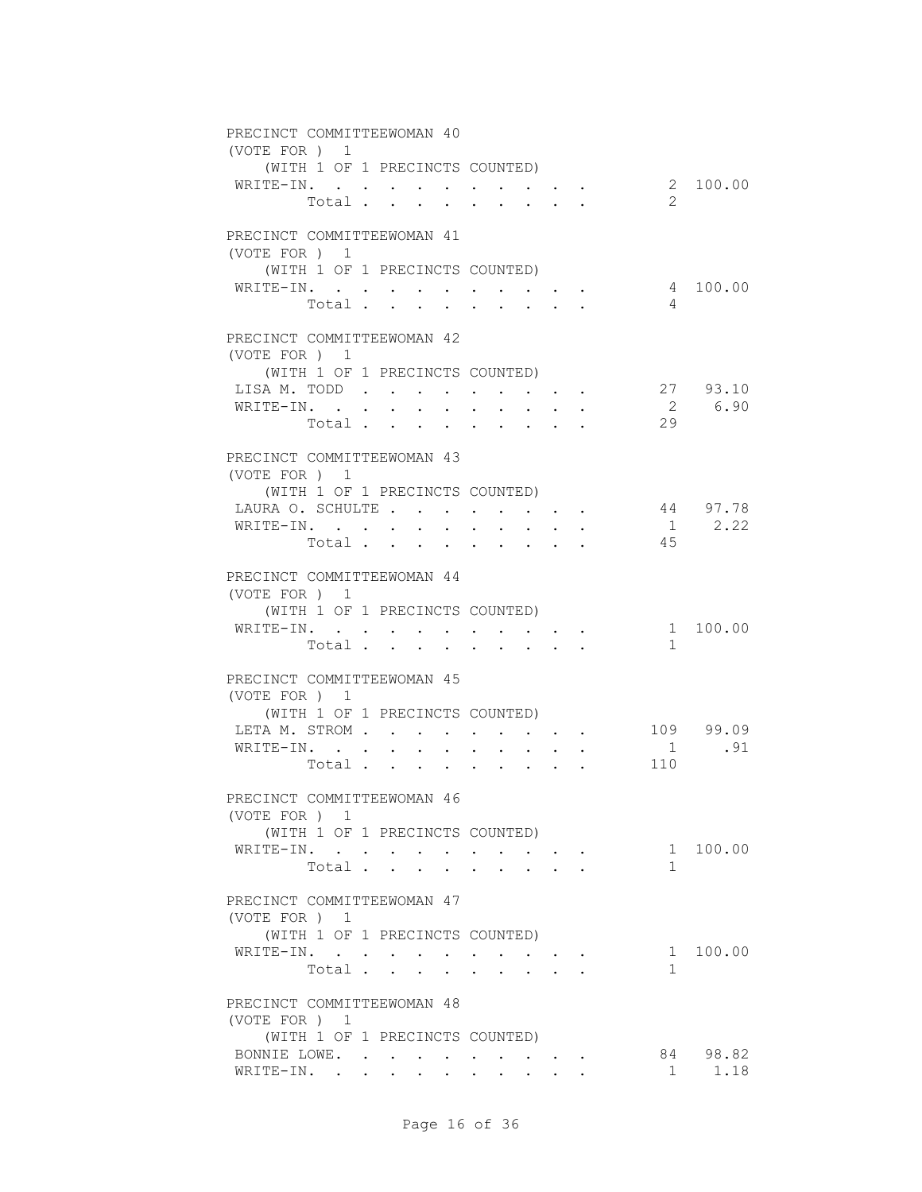PRECINCT COMMITTEEWOMAN 40
(VOTE FOR ) 1
(WITH 1 OF 1 PRECINCTS COUNTED)

| | | |
|---|---|---|
| WRITE-IN. | 2 | 100.00 |
| Total | 2 | |

PRECINCT COMMITTEEWOMAN 41
(VOTE FOR ) 1
(WITH 1 OF 1 PRECINCTS COUNTED)

| | | |
|---|---|---|
| WRITE-IN. | 4 | 100.00 |
| Total | 4 | |

PRECINCT COMMITTEEWOMAN 42
(VOTE FOR ) 1
(WITH 1 OF 1 PRECINCTS COUNTED)

| | | |
|---|---|---|
| LISA M. TODD | 27 | 93.10 |
| WRITE-IN. | 2 | 6.90 |
| Total | 29 | |

PRECINCT COMMITTEEWOMAN 43
(VOTE FOR ) 1
(WITH 1 OF 1 PRECINCTS COUNTED)

| | | |
|---|---|---|
| LAURA O. SCHULTE | 44 | 97.78 |
| WRITE-IN. | 1 | 2.22 |
| Total | 45 | |

PRECINCT COMMITTEEWOMAN 44
(VOTE FOR ) 1
(WITH 1 OF 1 PRECINCTS COUNTED)

| | | |
|---|---|---|
| WRITE-IN. | 1 | 100.00 |
| Total | 1 | |

PRECINCT COMMITTEEWOMAN 45
(VOTE FOR ) 1
(WITH 1 OF 1 PRECINCTS COUNTED)

| | | |
|---|---|---|
| LETA M. STROM | 109 | 99.09 |
| WRITE-IN. | 1 | .91 |
| Total | 110 | |

PRECINCT COMMITTEEWOMAN 46
(VOTE FOR ) 1
(WITH 1 OF 1 PRECINCTS COUNTED)

| | | |
|---|---|---|
| WRITE-IN. | 1 | 100.00 |
| Total | 1 | |

PRECINCT COMMITTEEWOMAN 47
(VOTE FOR ) 1
(WITH 1 OF 1 PRECINCTS COUNTED)

| | | |
|---|---|---|
| WRITE-IN. | 1 | 100.00 |
| Total | 1 | |

PRECINCT COMMITTEEWOMAN 48
(VOTE FOR ) 1
(WITH 1 OF 1 PRECINCTS COUNTED)

| | | |
|---|---|---|
| BONNIE LOWE. | 84 | 98.82 |
| WRITE-IN. | 1 | 1.18 |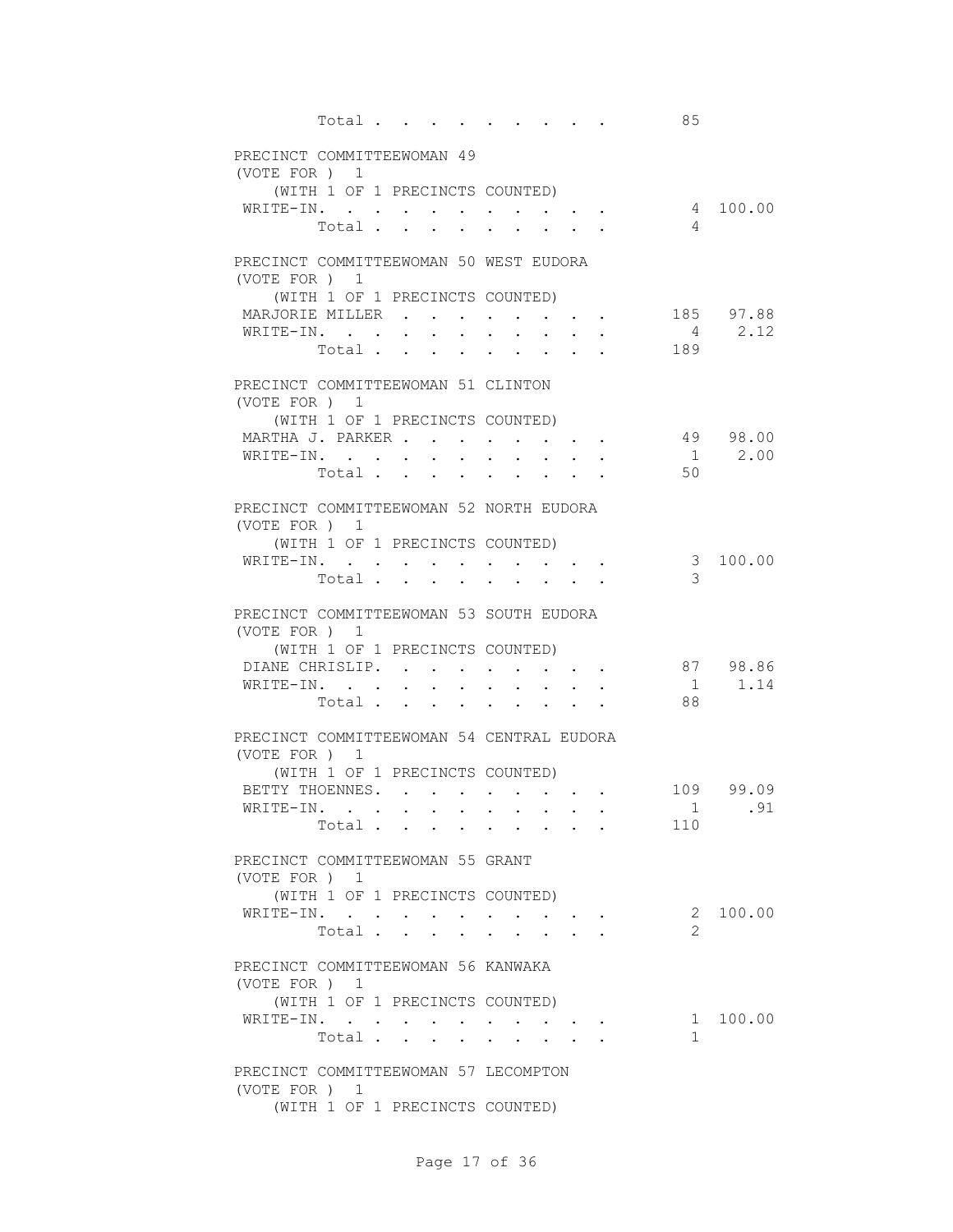Total . . . . . . . . . . 85

PRECINCT COMMITTEEWOMAN 49
(VOTE FOR ) 1
(WITH 1 OF 1 PRECINCTS COUNTED)

| | Votes | Percent |
|---|---|---|
| WRITE-IN. | 4 | 100.00 |
| Total | 4 | |

PRECINCT COMMITTEEWOMAN 50 WEST EUDORA
(VOTE FOR ) 1
(WITH 1 OF 1 PRECINCTS COUNTED)

| | Votes | Percent |
|---|---|---|
| MARJORIE MILLER | 185 | 97.88 |
| WRITE-IN. | 4 | 2.12 |
| Total | 189 | |

PRECINCT COMMITTEEWOMAN 51 CLINTON
(VOTE FOR ) 1
(WITH 1 OF 1 PRECINCTS COUNTED)

| | Votes | Percent |
|---|---|---|
| MARTHA J. PARKER | 49 | 98.00 |
| WRITE-IN. | 1 | 2.00 |
| Total | 50 | |

PRECINCT COMMITTEEWOMAN 52 NORTH EUDORA
(VOTE FOR ) 1
(WITH 1 OF 1 PRECINCTS COUNTED)

| | Votes | Percent |
|---|---|---|
| WRITE-IN. | 3 | 100.00 |
| Total | 3 | |

PRECINCT COMMITTEEWOMAN 53 SOUTH EUDORA
(VOTE FOR ) 1
(WITH 1 OF 1 PRECINCTS COUNTED)

| | Votes | Percent |
|---|---|---|
| DIANE CHRISLIP. | 87 | 98.86 |
| WRITE-IN. | 1 | 1.14 |
| Total | 88 | |

PRECINCT COMMITTEEWOMAN 54 CENTRAL EUDORA
(VOTE FOR ) 1
(WITH 1 OF 1 PRECINCTS COUNTED)

| | Votes | Percent |
|---|---|---|
| BETTY THOENNES. | 109 | 99.09 |
| WRITE-IN. | 1 | .91 |
| Total | 110 | |

PRECINCT COMMITTEEWOMAN 55 GRANT
(VOTE FOR ) 1
(WITH 1 OF 1 PRECINCTS COUNTED)

| | Votes | Percent |
|---|---|---|
| WRITE-IN. | 2 | 100.00 |
| Total | 2 | |

PRECINCT COMMITTEEWOMAN 56 KANWAKA
(VOTE FOR ) 1
(WITH 1 OF 1 PRECINCTS COUNTED)

| | Votes | Percent |
|---|---|---|
| WRITE-IN. | 1 | 100.00 |
| Total | 1 | |

PRECINCT COMMITTEEWOMAN 57 LECOMPTON
(VOTE FOR ) 1
(WITH 1 OF 1 PRECINCTS COUNTED)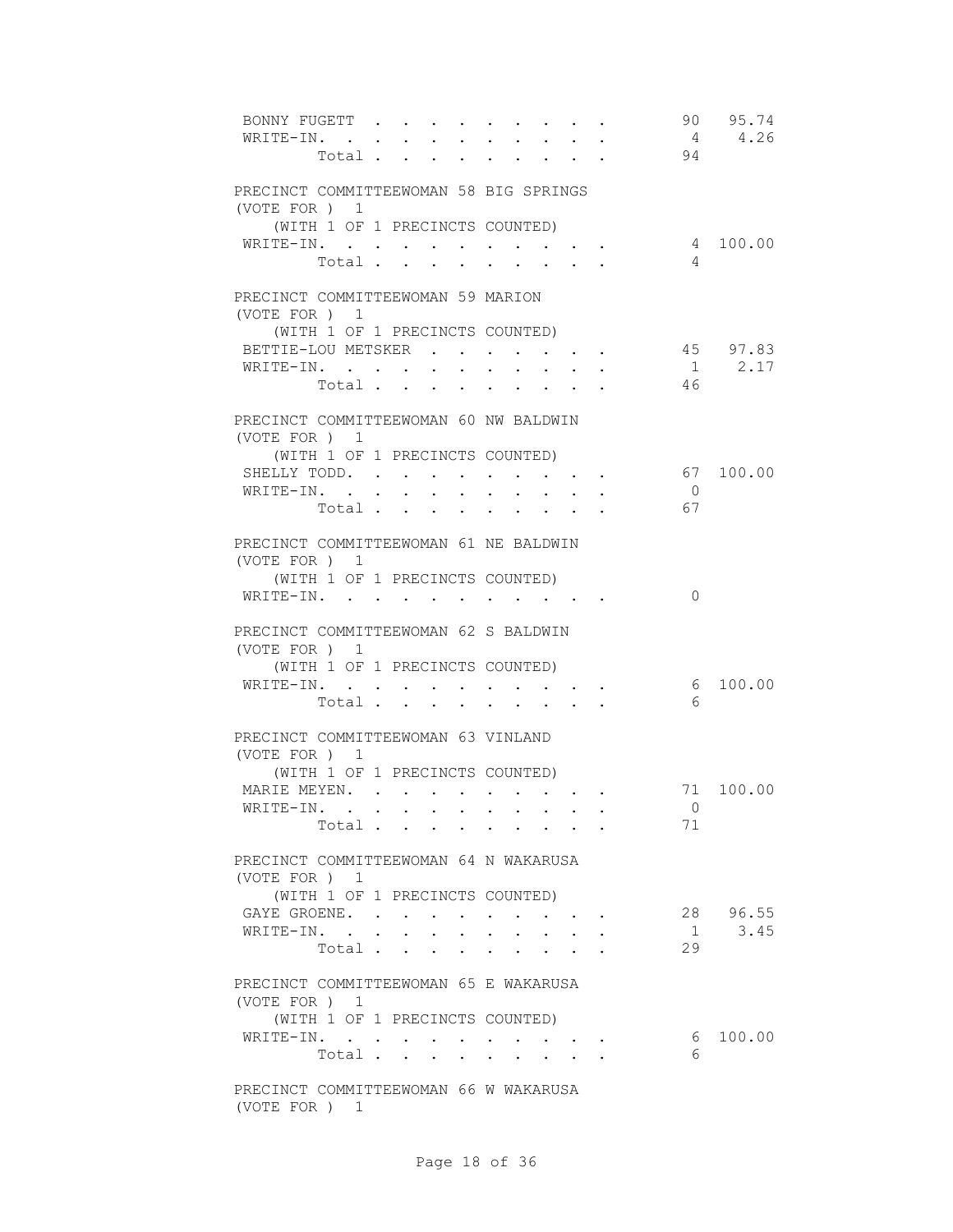| | | |
|---|---|---|
| BONNY FUGETT | 90 | 95.74 |
| WRITE-IN. | 4 | 4.26 |
| Total | 94 | |

PRECINCT COMMITTEEWOMAN 58 BIG SPRINGS
(VOTE FOR ) 1
(WITH 1 OF 1 PRECINCTS COUNTED)

| | | |
|---|---|---|
| WRITE-IN. | 4 | 100.00 |
| Total | 4 | |

PRECINCT COMMITTEEWOMAN 59 MARION
(VOTE FOR ) 1
(WITH 1 OF 1 PRECINCTS COUNTED)

| | | |
|---|---|---|
| BETTIE-LOU METSKER | 45 | 97.83 |
| WRITE-IN. | 1 | 2.17 |
| Total | 46 | |

PRECINCT COMMITTEEWOMAN 60 NW BALDWIN
(VOTE FOR ) 1
(WITH 1 OF 1 PRECINCTS COUNTED)

| | | |
|---|---|---|
| SHELLY TODD. | 67 | 100.00 |
| WRITE-IN. | 0 | |
| Total | 67 | |

PRECINCT COMMITTEEWOMAN 61 NE BALDWIN
(VOTE FOR ) 1
(WITH 1 OF 1 PRECINCTS COUNTED)

| | | |
|---|---|---|
| WRITE-IN. | 0 | |

PRECINCT COMMITTEEWOMAN 62 S BALDWIN
(VOTE FOR ) 1
(WITH 1 OF 1 PRECINCTS COUNTED)

| | | |
|---|---|---|
| WRITE-IN. | 6 | 100.00 |
| Total | 6 | |

PRECINCT COMMITTEEWOMAN 63 VINLAND
(VOTE FOR ) 1
(WITH 1 OF 1 PRECINCTS COUNTED)

| | | |
|---|---|---|
| MARIE MEYEN. | 71 | 100.00 |
| WRITE-IN. | 0 | |
| Total | 71 | |

PRECINCT COMMITTEEWOMAN 64 N WAKARUSA
(VOTE FOR ) 1
(WITH 1 OF 1 PRECINCTS COUNTED)

| | | |
|---|---|---|
| GAYE GROENE. | 28 | 96.55 |
| WRITE-IN. | 1 | 3.45 |
| Total | 29 | |

PRECINCT COMMITTEEWOMAN 65 E WAKARUSA
(VOTE FOR ) 1
(WITH 1 OF 1 PRECINCTS COUNTED)

| | | |
|---|---|---|
| WRITE-IN. | 6 | 100.00 |
| Total | 6 | |

PRECINCT COMMITTEEWOMAN 66 W WAKARUSA
(VOTE FOR ) 1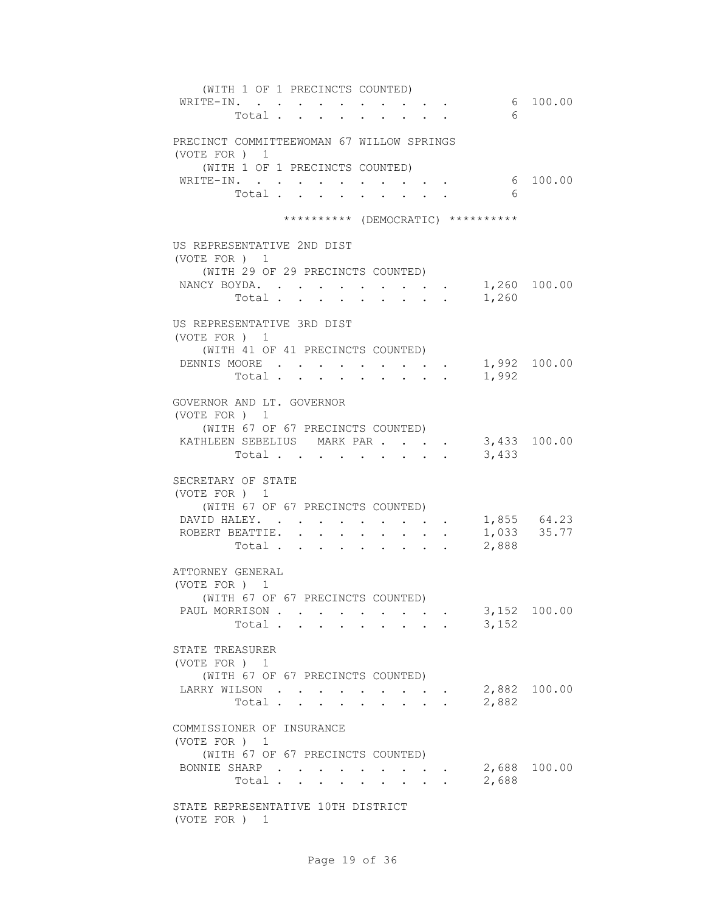(WITH 1 OF 1 PRECINCTS COUNTED)

| | | |
|---|---|---|
| WRITE-IN. . . . . . . . . . . | 6 | 100.00 |
| Total . . . . . . . . . | 6 | |

PRECINCT COMMITTEEWOMAN 67 WILLOW SPRINGS
(VOTE FOR ) 1
(WITH 1 OF 1 PRECINCTS COUNTED)

| | | |
|---|---|---|
| WRITE-IN. . . . . . . . . . . | 6 | 100.00 |
| Total . . . . . . . . . | 6 | |

********** (DEMOCRATIC) **********

US REPRESENTATIVE 2ND DIST
(VOTE FOR ) 1
(WITH 29 OF 29 PRECINCTS COUNTED)

| | | |
|---|---|---|
| NANCY BOYDA. . . . . . . . . . | 1,260 | 100.00 |
| Total . . . . . . . . . | 1,260 | |

US REPRESENTATIVE 3RD DIST
(VOTE FOR ) 1
(WITH 41 OF 41 PRECINCTS COUNTED)

| | | |
|---|---|---|
| DENNIS MOORE . . . . . . . . . | 1,992 | 100.00 |
| Total . . . . . . . . . | 1,992 | |

GOVERNOR AND LT. GOVERNOR
(VOTE FOR ) 1
(WITH 67 OF 67 PRECINCTS COUNTED)

| | | |
|---|---|---|
| KATHLEEN SEBELIUS MARK PAR . . . . | 3,433 | 100.00 |
| Total . . . . . . . . . | 3,433 | |

SECRETARY OF STATE
(VOTE FOR ) 1
(WITH 67 OF 67 PRECINCTS COUNTED)

| | | |
|---|---|---|
| DAVID HALEY. . . . . . . . . . | 1,855 | 64.23 |
| ROBERT BEATTIE. . . . . . . . . | 1,033 | 35.77 |
| Total . . . . . . . . . | 2,888 | |

ATTORNEY GENERAL
(VOTE FOR ) 1
(WITH 67 OF 67 PRECINCTS COUNTED)

| | | |
|---|---|---|
| PAUL MORRISON . . . . . . . . . | 3,152 | 100.00 |
| Total . . . . . . . . . | 3,152 | |

STATE TREASURER
(VOTE FOR ) 1
(WITH 67 OF 67 PRECINCTS COUNTED)

| | | |
|---|---|---|
| LARRY WILSON . . . . . . . . . | 2,882 | 100.00 |
| Total . . . . . . . . . | 2,882 | |

COMMISSIONER OF INSURANCE
(VOTE FOR ) 1
(WITH 67 OF 67 PRECINCTS COUNTED)

| | | |
|---|---|---|
| BONNIE SHARP . . . . . . . . . | 2,688 | 100.00 |
| Total . . . . . . . . . | 2,688 | |

STATE REPRESENTATIVE 10TH DISTRICT
(VOTE FOR ) 1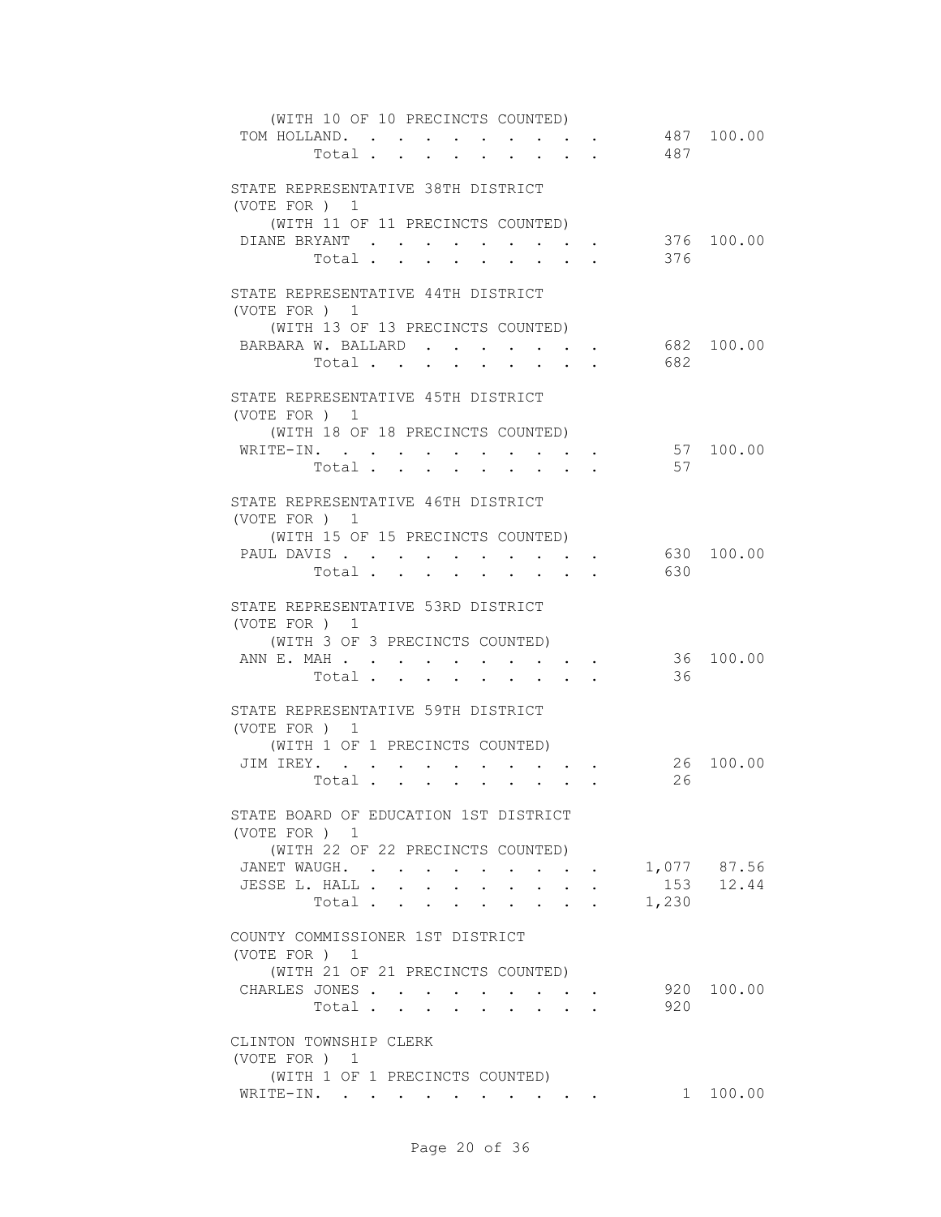(WITH 10 OF 10 PRECINCTS COUNTED)

| | | |
|---|---|---|
| TOM HOLLAND | 487 | 100.00 |
| Total | 487 | |

STATE REPRESENTATIVE 38TH DISTRICT
(VOTE FOR ) 1
(WITH 11 OF 11 PRECINCTS COUNTED)

| | | |
|---|---|---|
| DIANE BRYANT | 376 | 100.00 |
| Total | 376 | |

STATE REPRESENTATIVE 44TH DISTRICT
(VOTE FOR ) 1
(WITH 13 OF 13 PRECINCTS COUNTED)

| | | |
|---|---|---|
| BARBARA W. BALLARD | 682 | 100.00 |
| Total | 682 | |

STATE REPRESENTATIVE 45TH DISTRICT
(VOTE FOR ) 1
(WITH 18 OF 18 PRECINCTS COUNTED)

| | | |
|---|---|---|
| WRITE-IN | 57 | 100.00 |
| Total | 57 | |

STATE REPRESENTATIVE 46TH DISTRICT
(VOTE FOR ) 1
(WITH 15 OF 15 PRECINCTS COUNTED)

| | | |
|---|---|---|
| PAUL DAVIS | 630 | 100.00 |
| Total | 630 | |

STATE REPRESENTATIVE 53RD DISTRICT
(VOTE FOR ) 1
(WITH 3 OF 3 PRECINCTS COUNTED)

| | | |
|---|---|---|
| ANN E. MAH | 36 | 100.00 |
| Total | 36 | |

STATE REPRESENTATIVE 59TH DISTRICT
(VOTE FOR ) 1
(WITH 1 OF 1 PRECINCTS COUNTED)

| | | |
|---|---|---|
| JIM IREY | 26 | 100.00 |
| Total | 26 | |

STATE BOARD OF EDUCATION 1ST DISTRICT
(VOTE FOR ) 1
(WITH 22 OF 22 PRECINCTS COUNTED)

| | | |
|---|---|---|
| JANET WAUGH | 1,077 | 87.56 |
| JESSE L. HALL | 153 | 12.44 |
| Total | 1,230 | |

COUNTY COMMISSIONER 1ST DISTRICT
(VOTE FOR ) 1
(WITH 21 OF 21 PRECINCTS COUNTED)

| | | |
|---|---|---|
| CHARLES JONES | 920 | 100.00 |
| Total | 920 | |

CLINTON TOWNSHIP CLERK
(VOTE FOR ) 1
(WITH 1 OF 1 PRECINCTS COUNTED)

| | | |
|---|---|---|
| WRITE-IN | 1 | 100.00 |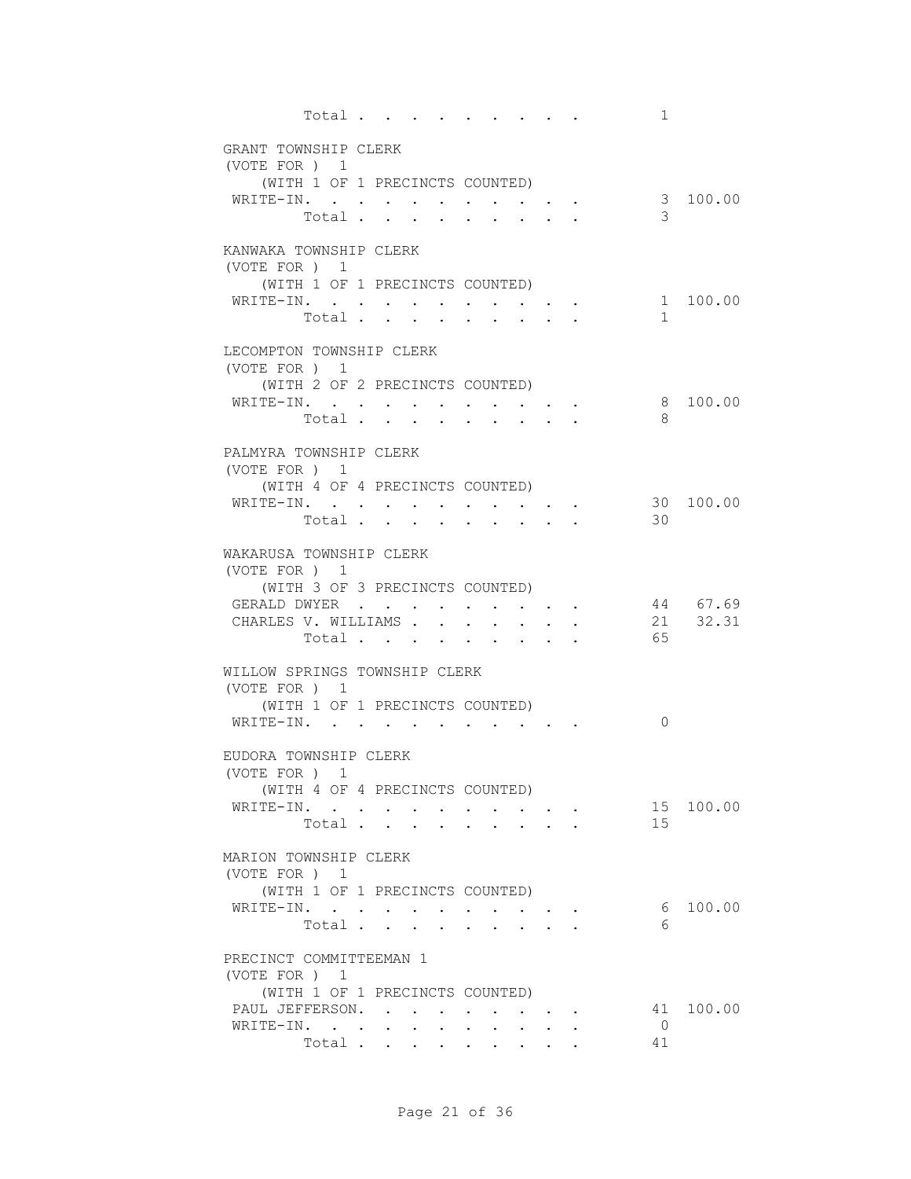| | Votes | Percent |
|---|---|---|
| Total | 1 | |

GRANT TOWNSHIP CLERK
(VOTE FOR ) 1
(WITH 1 OF 1 PRECINCTS COUNTED)

| Candidate | Votes | Percent |
|---|---|---|
| WRITE-IN. | 3 | 100.00 |
| Total | 3 | |

KANWAKA TOWNSHIP CLERK
(VOTE FOR ) 1
(WITH 1 OF 1 PRECINCTS COUNTED)

| Candidate | Votes | Percent |
|---|---|---|
| WRITE-IN. | 1 | 100.00 |
| Total | 1 | |

LECOMPTON TOWNSHIP CLERK
(VOTE FOR ) 1
(WITH 2 OF 2 PRECINCTS COUNTED)

| Candidate | Votes | Percent |
|---|---|---|
| WRITE-IN. | 8 | 100.00 |
| Total | 8 | |

PALMYRA TOWNSHIP CLERK
(VOTE FOR ) 1
(WITH 4 OF 4 PRECINCTS COUNTED)

| Candidate | Votes | Percent |
|---|---|---|
| WRITE-IN. | 30 | 100.00 |
| Total | 30 | |

WAKARUSA TOWNSHIP CLERK
(VOTE FOR ) 1
(WITH 3 OF 3 PRECINCTS COUNTED)

| Candidate | Votes | Percent |
|---|---|---|
| GERALD DWYER | 44 | 67.69 |
| CHARLES V. WILLIAMS | 21 | 32.31 |
| Total | 65 | |

WILLOW SPRINGS TOWNSHIP CLERK
(VOTE FOR ) 1
(WITH 1 OF 1 PRECINCTS COUNTED)

| Candidate | Votes | Percent |
|---|---|---|
| WRITE-IN. | 0 | |

EUDORA TOWNSHIP CLERK
(VOTE FOR ) 1
(WITH 4 OF 4 PRECINCTS COUNTED)

| Candidate | Votes | Percent |
|---|---|---|
| WRITE-IN. | 15 | 100.00 |
| Total | 15 | |

MARION TOWNSHIP CLERK
(VOTE FOR ) 1
(WITH 1 OF 1 PRECINCTS COUNTED)

| Candidate | Votes | Percent |
|---|---|---|
| WRITE-IN. | 6 | 100.00 |
| Total | 6 | |

PRECINCT COMMITTEEMAN 1
(VOTE FOR ) 1
(WITH 1 OF 1 PRECINCTS COUNTED)

| Candidate | Votes | Percent |
|---|---|---|
| PAUL JEFFERSON. | 41 | 100.00 |
| WRITE-IN. | 0 | |
| Total | 41 | |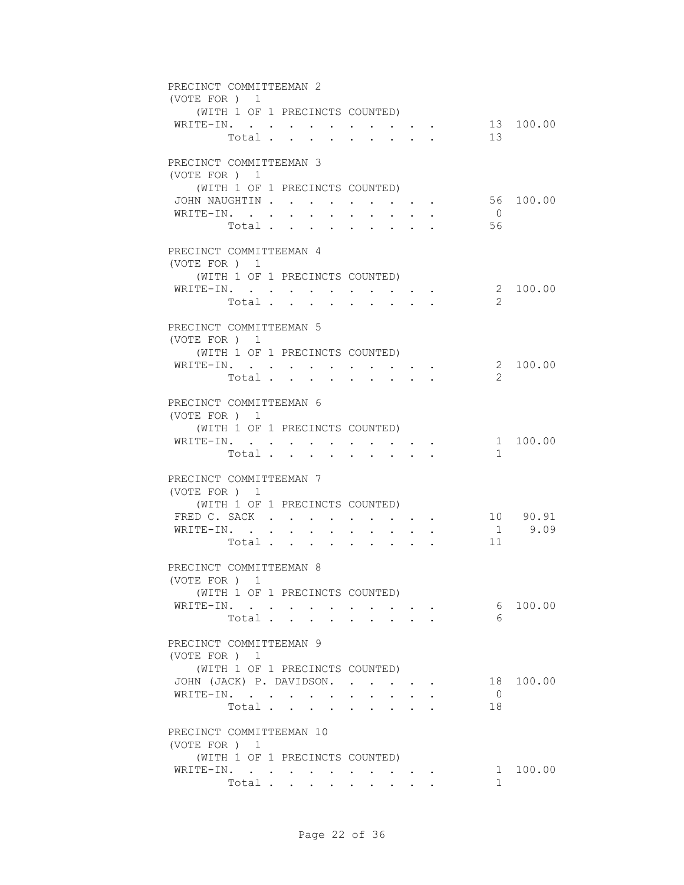PRECINCT COMMITTEEMAN 2
(VOTE FOR ) 1
(WITH 1 OF 1 PRECINCTS COUNTED)

| | Votes | Percent |
|---|---|---|
| WRITE-IN. | 13 | 100.00 |
| Total | 13 | |

PRECINCT COMMITTEEMAN 3
(VOTE FOR ) 1
(WITH 1 OF 1 PRECINCTS COUNTED)

| | Votes | Percent |
|---|---|---|
| JOHN NAUGHTIN | 56 | 100.00 |
| WRITE-IN. | 0 | |
| Total | 56 | |

PRECINCT COMMITTEEMAN 4
(VOTE FOR ) 1
(WITH 1 OF 1 PRECINCTS COUNTED)

| | Votes | Percent |
|---|---|---|
| WRITE-IN. | 2 | 100.00 |
| Total | 2 | |

PRECINCT COMMITTEEMAN 5
(VOTE FOR ) 1
(WITH 1 OF 1 PRECINCTS COUNTED)

| | Votes | Percent |
|---|---|---|
| WRITE-IN. | 2 | 100.00 |
| Total | 2 | |

PRECINCT COMMITTEEMAN 6
(VOTE FOR ) 1
(WITH 1 OF 1 PRECINCTS COUNTED)

| | Votes | Percent |
|---|---|---|
| WRITE-IN. | 1 | 100.00 |
| Total | 1 | |

PRECINCT COMMITTEEMAN 7
(VOTE FOR ) 1
(WITH 1 OF 1 PRECINCTS COUNTED)

| | Votes | Percent |
|---|---|---|
| FRED C. SACK | 10 | 90.91 |
| WRITE-IN. | 1 | 9.09 |
| Total | 11 | |

PRECINCT COMMITTEEMAN 8
(VOTE FOR ) 1
(WITH 1 OF 1 PRECINCTS COUNTED)

| | Votes | Percent |
|---|---|---|
| WRITE-IN. | 6 | 100.00 |
| Total | 6 | |

PRECINCT COMMITTEEMAN 9
(VOTE FOR ) 1
(WITH 1 OF 1 PRECINCTS COUNTED)

| | Votes | Percent |
|---|---|---|
| JOHN (JACK) P. DAVIDSON. | 18 | 100.00 |
| WRITE-IN. | 0 | |
| Total | 18 | |

PRECINCT COMMITTEEMAN 10
(VOTE FOR ) 1
(WITH 1 OF 1 PRECINCTS COUNTED)

| | Votes | Percent |
|---|---|---|
| WRITE-IN. | 1 | 100.00 |
| Total | 1 | |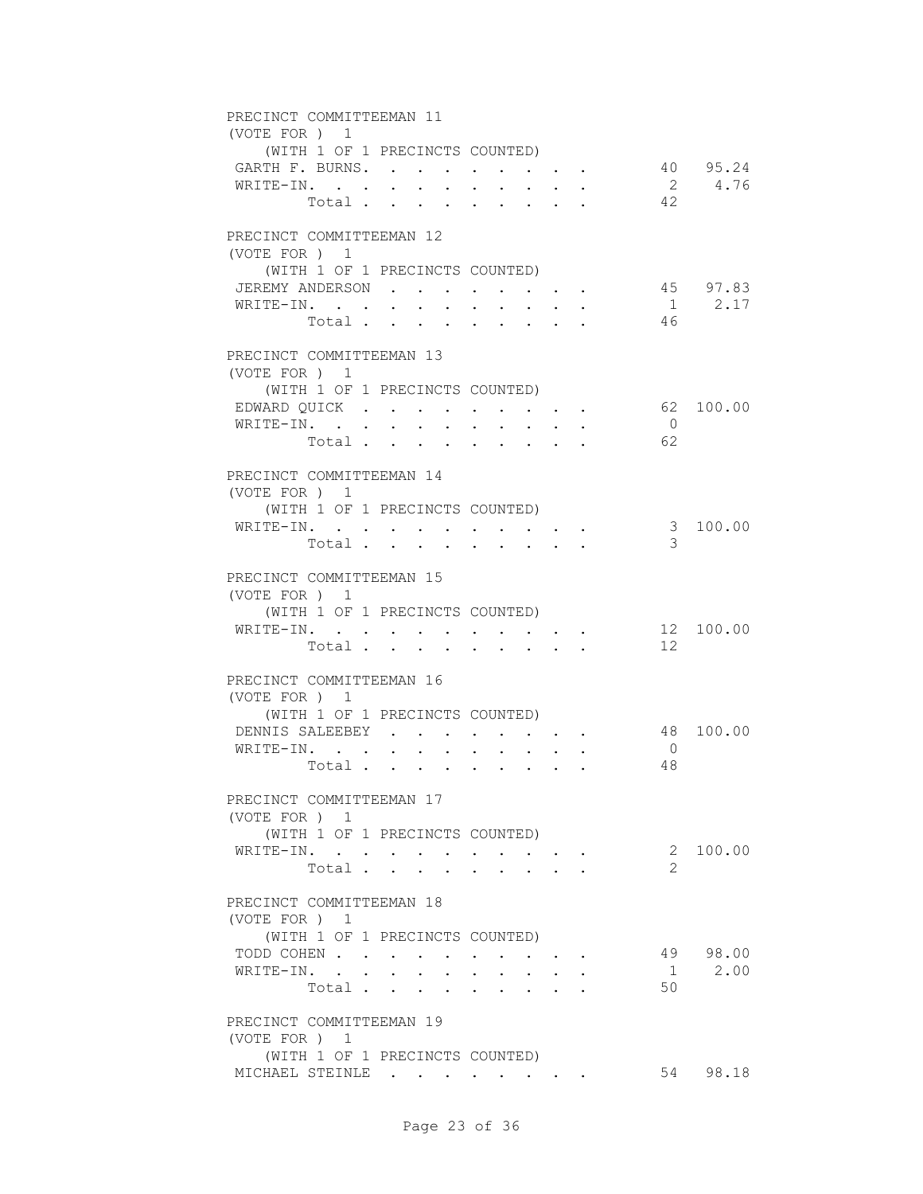PRECINCT COMMITTEEMAN 11
(VOTE FOR ) 1
(WITH 1 OF 1 PRECINCTS COUNTED)

| | | |
|---|---|---|
| GARTH F. BURNS | 40 | 95.24 |
| WRITE-IN. | 2 | 4.76 |
| Total | 42 | |

PRECINCT COMMITTEEMAN 12
(VOTE FOR ) 1
(WITH 1 OF 1 PRECINCTS COUNTED)

| | | |
|---|---|---|
| JEREMY ANDERSON | 45 | 97.83 |
| WRITE-IN. | 1 | 2.17 |
| Total | 46 | |

PRECINCT COMMITTEEMAN 13
(VOTE FOR ) 1
(WITH 1 OF 1 PRECINCTS COUNTED)

| | | |
|---|---|---|
| EDWARD QUICK | 62 | 100.00 |
| WRITE-IN. | 0 | |
| Total | 62 | |

PRECINCT COMMITTEEMAN 14
(VOTE FOR ) 1
(WITH 1 OF 1 PRECINCTS COUNTED)

| | | |
|---|---|---|
| WRITE-IN. | 3 | 100.00 |
| Total | 3 | |

PRECINCT COMMITTEEMAN 15
(VOTE FOR ) 1
(WITH 1 OF 1 PRECINCTS COUNTED)

| | | |
|---|---|---|
| WRITE-IN. | 12 | 100.00 |
| Total | 12 | |

PRECINCT COMMITTEEMAN 16
(VOTE FOR ) 1
(WITH 1 OF 1 PRECINCTS COUNTED)

| | | |
|---|---|---|
| DENNIS SALEEBEY | 48 | 100.00 |
| WRITE-IN. | 0 | |
| Total | 48 | |

PRECINCT COMMITTEEMAN 17
(VOTE FOR ) 1
(WITH 1 OF 1 PRECINCTS COUNTED)

| | | |
|---|---|---|
| WRITE-IN. | 2 | 100.00 |
| Total | 2 | |

PRECINCT COMMITTEEMAN 18
(VOTE FOR ) 1
(WITH 1 OF 1 PRECINCTS COUNTED)

| | | |
|---|---|---|
| TODD COHEN | 49 | 98.00 |
| WRITE-IN. | 1 | 2.00 |
| Total | 50 | |

PRECINCT COMMITTEEMAN 19
(VOTE FOR ) 1
(WITH 1 OF 1 PRECINCTS COUNTED)

| | | |
|---|---|---|
| MICHAEL STEINLE | 54 | 98.18 |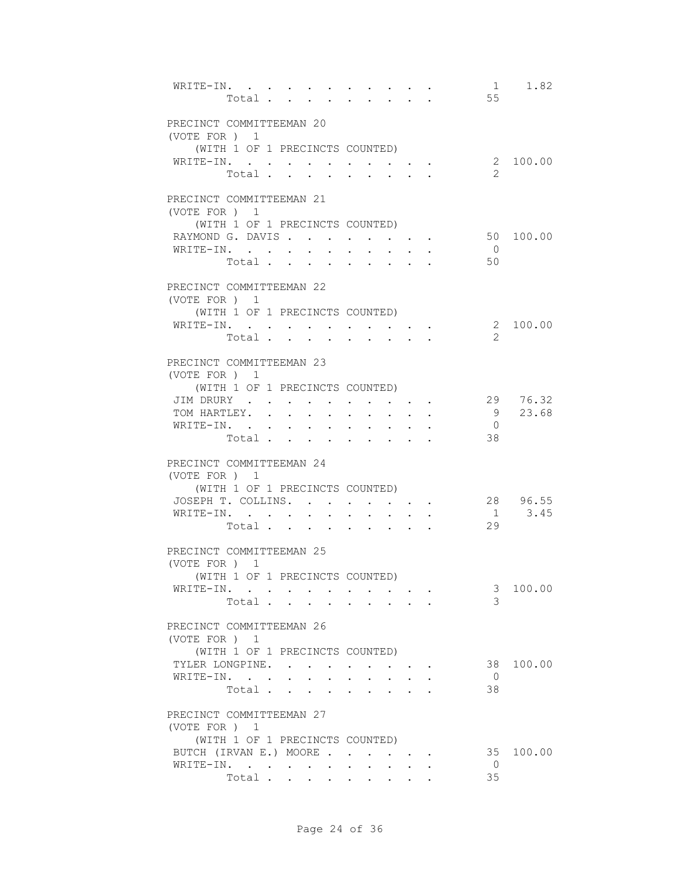| | | |
|---|---|---|
| WRITE-IN. | 1 | 1.82 |
| Total | 55 | |

PRECINCT COMMITTEEMAN 20
(VOTE FOR ) 1
(WITH 1 OF 1 PRECINCTS COUNTED)

| | | |
|---|---|---|
| WRITE-IN. | 2 | 100.00 |
| Total | 2 | |

PRECINCT COMMITTEEMAN 21
(VOTE FOR ) 1
(WITH 1 OF 1 PRECINCTS COUNTED)

| | | |
|---|---|---|
| RAYMOND G. DAVIS | 50 | 100.00 |
| WRITE-IN. | 0 | |
| Total | 50 | |

PRECINCT COMMITTEEMAN 22
(VOTE FOR ) 1
(WITH 1 OF 1 PRECINCTS COUNTED)

| | | |
|---|---|---|
| WRITE-IN. | 2 | 100.00 |
| Total | 2 | |

PRECINCT COMMITTEEMAN 23
(VOTE FOR ) 1
(WITH 1 OF 1 PRECINCTS COUNTED)

| | | |
|---|---|---|
| JIM DRURY | 29 | 76.32 |
| TOM HARTLEY. | 9 | 23.68 |
| WRITE-IN. | 0 | |
| Total | 38 | |

PRECINCT COMMITTEEMAN 24
(VOTE FOR ) 1
(WITH 1 OF 1 PRECINCTS COUNTED)

| | | |
|---|---|---|
| JOSEPH T. COLLINS. | 28 | 96.55 |
| WRITE-IN. | 1 | 3.45 |
| Total | 29 | |

PRECINCT COMMITTEEMAN 25
(VOTE FOR ) 1
(WITH 1 OF 1 PRECINCTS COUNTED)

| | | |
|---|---|---|
| WRITE-IN. | 3 | 100.00 |
| Total | 3 | |

PRECINCT COMMITTEEMAN 26
(VOTE FOR ) 1
(WITH 1 OF 1 PRECINCTS COUNTED)

| | | |
|---|---|---|
| TYLER LONGPINE. | 38 | 100.00 |
| WRITE-IN. | 0 | |
| Total | 38 | |

PRECINCT COMMITTEEMAN 27
(VOTE FOR ) 1
(WITH 1 OF 1 PRECINCTS COUNTED)

| | | |
|---|---|---|
| BUTCH (IRVAN E.) MOORE | 35 | 100.00 |
| WRITE-IN. | 0 | |
| Total | 35 | |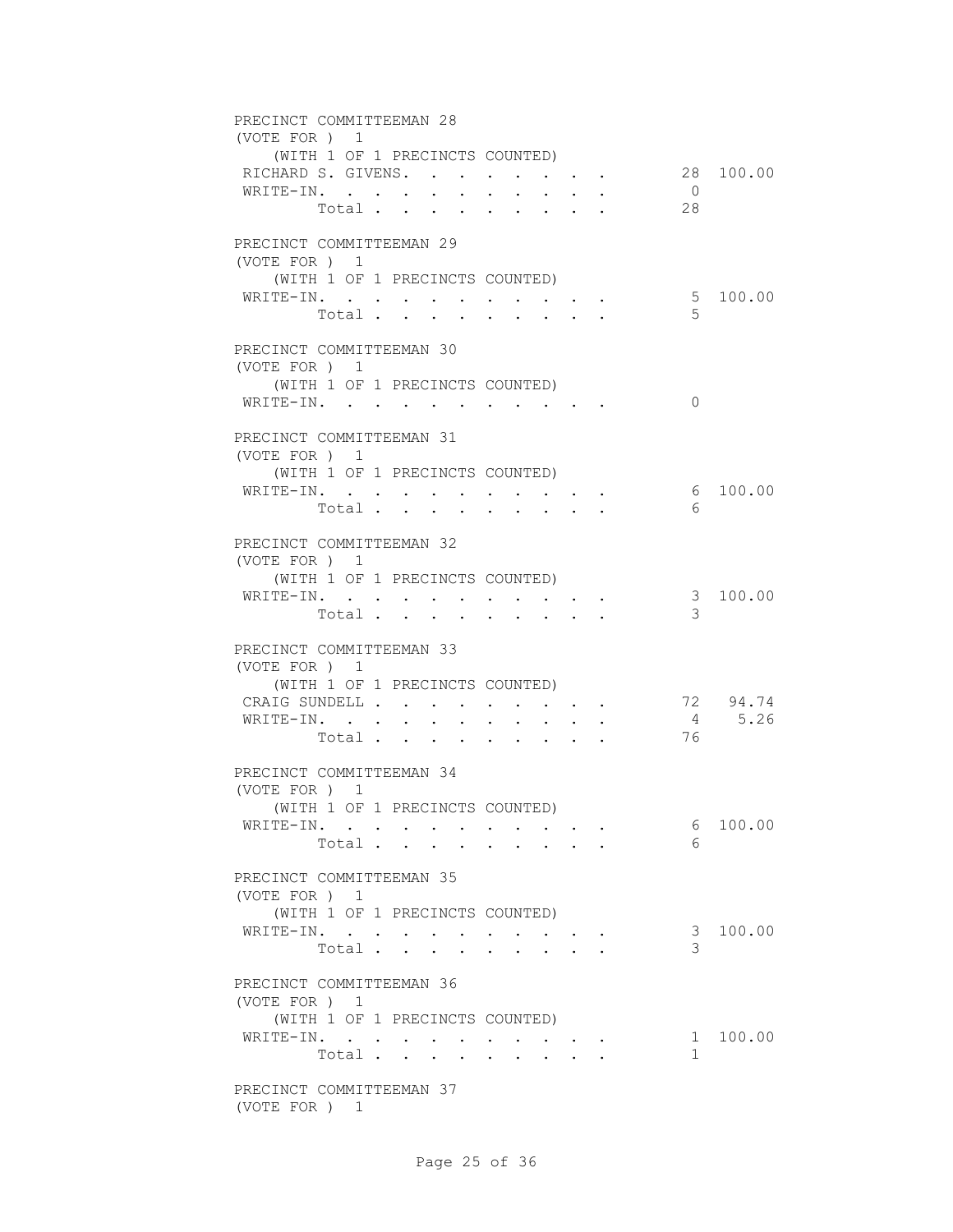PRECINCT COMMITTEEMAN 28
(VOTE FOR ) 1
(WITH 1 OF 1 PRECINCTS COUNTED)

| | | |
|---|---|---|
| RICHARD S. GIVENS. . . . . . . . . | 28 | 100.00 |
| WRITE-IN. . . . . . . . . . . . | 0 | |
| Total . . . . . . . . . | 28 | |

PRECINCT COMMITTEEMAN 29
(VOTE FOR ) 1
(WITH 1 OF 1 PRECINCTS COUNTED)

| | | |
|---|---|---|
| WRITE-IN. . . . . . . . . . . . | 5 | 100.00 |
| Total . . . . . . . . . | 5 | |

PRECINCT COMMITTEEMAN 30
(VOTE FOR ) 1
(WITH 1 OF 1 PRECINCTS COUNTED)

| | | |
|---|---|---|
| WRITE-IN. . . . . . . . . . . . | 0 | |

PRECINCT COMMITTEEMAN 31
(VOTE FOR ) 1
(WITH 1 OF 1 PRECINCTS COUNTED)

| | | |
|---|---|---|
| WRITE-IN. . . . . . . . . . . . | 6 | 100.00 |
| Total . . . . . . . . . | 6 | |

PRECINCT COMMITTEEMAN 32
(VOTE FOR ) 1
(WITH 1 OF 1 PRECINCTS COUNTED)

| | | |
|---|---|---|
| WRITE-IN. . . . . . . . . . . . | 3 | 100.00 |
| Total . . . . . . . . . | 3 | |

PRECINCT COMMITTEEMAN 33
(VOTE FOR ) 1
(WITH 1 OF 1 PRECINCTS COUNTED)

| | | |
|---|---|---|
| CRAIG SUNDELL . . . . . . . . . . | 72 | 94.74 |
| WRITE-IN. . . . . . . . . . . . | 4 | 5.26 |
| Total . . . . . . . . . | 76 | |

PRECINCT COMMITTEEMAN 34
(VOTE FOR ) 1
(WITH 1 OF 1 PRECINCTS COUNTED)

| | | |
|---|---|---|
| WRITE-IN. . . . . . . . . . . . | 6 | 100.00 |
| Total . . . . . . . . . | 6 | |

PRECINCT COMMITTEEMAN 35
(VOTE FOR ) 1
(WITH 1 OF 1 PRECINCTS COUNTED)

| | | |
|---|---|---|
| WRITE-IN. . . . . . . . . . . . | 3 | 100.00 |
| Total . . . . . . . . . | 3 | |

PRECINCT COMMITTEEMAN 36
(VOTE FOR ) 1
(WITH 1 OF 1 PRECINCTS COUNTED)

| | | |
|---|---|---|
| WRITE-IN. . . . . . . . . . . . | 1 | 100.00 |
| Total . . . . . . . . . | 1 | |

PRECINCT COMMITTEEMAN 37
(VOTE FOR ) 1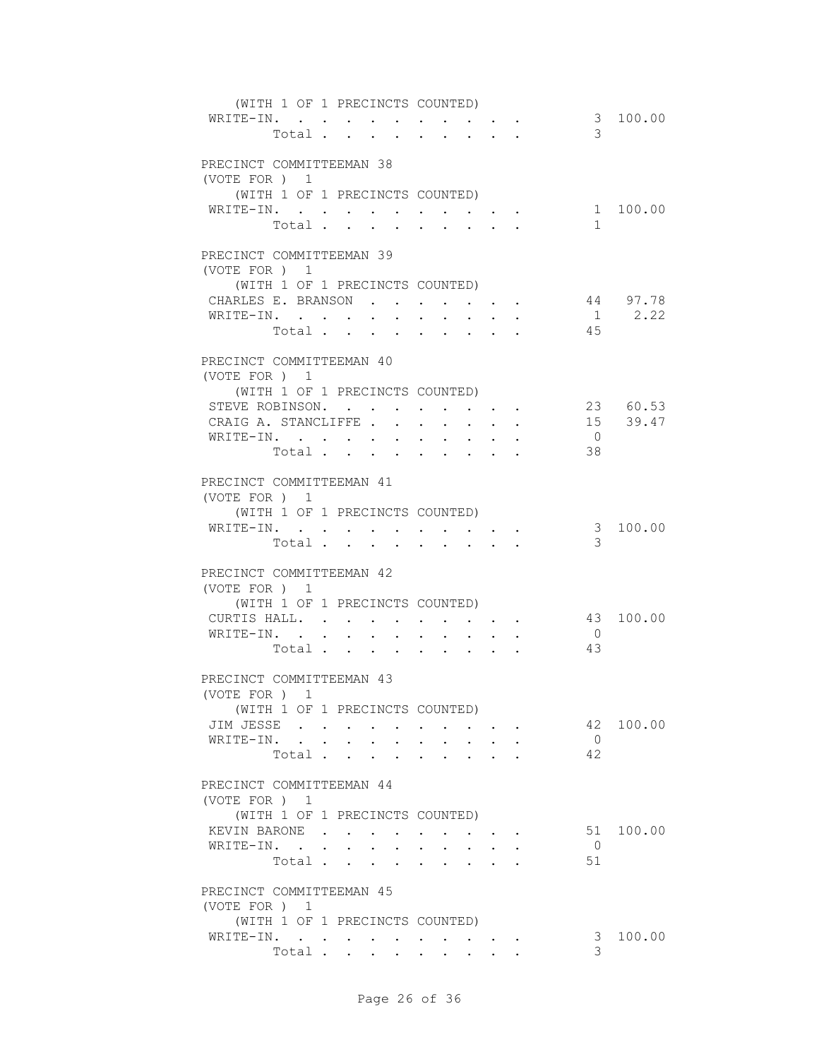(WITH 1 OF 1 PRECINCTS COUNTED)

| | Votes | Percent |
|---|---|---|
| WRITE-IN. | 3 | 100.00 |
| Total | 3 | |

PRECINCT COMMITTEEMAN 38
(VOTE FOR ) 1
(WITH 1 OF 1 PRECINCTS COUNTED)

| | Votes | Percent |
|---|---|---|
| WRITE-IN. | 1 | 100.00 |
| Total | 1 | |

PRECINCT COMMITTEEMAN 39
(VOTE FOR ) 1
(WITH 1 OF 1 PRECINCTS COUNTED)

| | Votes | Percent |
|---|---|---|
| CHARLES E. BRANSON | 44 | 97.78 |
| WRITE-IN. | 1 | 2.22 |
| Total | 45 | |

PRECINCT COMMITTEEMAN 40
(VOTE FOR ) 1
(WITH 1 OF 1 PRECINCTS COUNTED)

| | Votes | Percent |
|---|---|---|
| STEVE ROBINSON. | 23 | 60.53 |
| CRAIG A. STANCLIFFE | 15 | 39.47 |
| WRITE-IN. | 0 | |
| Total | 38 | |

PRECINCT COMMITTEEMAN 41
(VOTE FOR ) 1
(WITH 1 OF 1 PRECINCTS COUNTED)

| | Votes | Percent |
|---|---|---|
| WRITE-IN. | 3 | 100.00 |
| Total | 3 | |

PRECINCT COMMITTEEMAN 42
(VOTE FOR ) 1
(WITH 1 OF 1 PRECINCTS COUNTED)

| | Votes | Percent |
|---|---|---|
| CURTIS HALL. | 43 | 100.00 |
| WRITE-IN. | 0 | |
| Total | 43 | |

PRECINCT COMMITTEEMAN 43
(VOTE FOR ) 1
(WITH 1 OF 1 PRECINCTS COUNTED)

| | Votes | Percent |
|---|---|---|
| JIM JESSE | 42 | 100.00 |
| WRITE-IN. | 0 | |
| Total | 42 | |

PRECINCT COMMITTEEMAN 44
(VOTE FOR ) 1
(WITH 1 OF 1 PRECINCTS COUNTED)

| | Votes | Percent |
|---|---|---|
| KEVIN BARONE | 51 | 100.00 |
| WRITE-IN. | 0 | |
| Total | 51 | |

PRECINCT COMMITTEEMAN 45
(VOTE FOR ) 1
(WITH 1 OF 1 PRECINCTS COUNTED)

| | Votes | Percent |
|---|---|---|
| WRITE-IN. | 3 | 100.00 |
| Total | 3 | |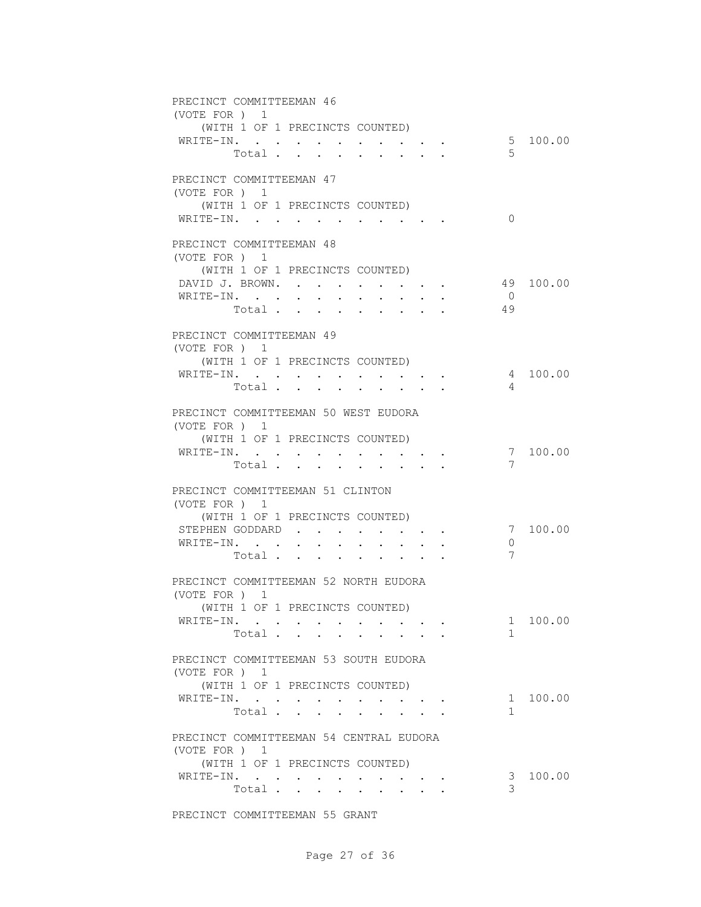PRECINCT COMMITTEEMAN 46
(VOTE FOR ) 1
(WITH 1 OF 1 PRECINCTS COUNTED)

| | | |
|---|---|---|
| WRITE-IN. . . . . . . . . . . | 5 | 100.00 |
| Total . . . . . . . . . | 5 | |

PRECINCT COMMITTEEMAN 47
(VOTE FOR ) 1
(WITH 1 OF 1 PRECINCTS COUNTED)

| | | |
|---|---|---|
| WRITE-IN. . . . . . . . . . . | 0 | |

PRECINCT COMMITTEEMAN 48
(VOTE FOR ) 1
(WITH 1 OF 1 PRECINCTS COUNTED)

| | | |
|---|---|---|
| DAVID J. BROWN. . . . . . . . . | 49 | 100.00 |
| WRITE-IN. . . . . . . . . . . | 0 | |
| Total . . . . . . . . . | 49 | |

PRECINCT COMMITTEEMAN 49
(VOTE FOR ) 1
(WITH 1 OF 1 PRECINCTS COUNTED)

| | | |
|---|---|---|
| WRITE-IN. . . . . . . . . . . | 4 | 100.00 |
| Total . . . . . . . . . | 4 | |

PRECINCT COMMITTEEMAN 50 WEST EUDORA
(VOTE FOR ) 1
(WITH 1 OF 1 PRECINCTS COUNTED)

| | | |
|---|---|---|
| WRITE-IN. . . . . . . . . . . | 7 | 100.00 |
| Total . . . . . . . . . | 7 | |

PRECINCT COMMITTEEMAN 51 CLINTON
(VOTE FOR ) 1
(WITH 1 OF 1 PRECINCTS COUNTED)

| | | |
|---|---|---|
| STEPHEN GODDARD . . . . . . . . | 7 | 100.00 |
| WRITE-IN. . . . . . . . . . . | 0 | |
| Total . . . . . . . . . | 7 | |

PRECINCT COMMITTEEMAN 52 NORTH EUDORA
(VOTE FOR ) 1
(WITH 1 OF 1 PRECINCTS COUNTED)

| | | |
|---|---|---|
| WRITE-IN. . . . . . . . . . . | 1 | 100.00 |
| Total . . . . . . . . . | 1 | |

PRECINCT COMMITTEEMAN 53 SOUTH EUDORA
(VOTE FOR ) 1
(WITH 1 OF 1 PRECINCTS COUNTED)

| | | |
|---|---|---|
| WRITE-IN. . . . . . . . . . . | 1 | 100.00 |
| Total . . . . . . . . . | 1 | |

PRECINCT COMMITTEEMAN 54 CENTRAL EUDORA
(VOTE FOR ) 1
(WITH 1 OF 1 PRECINCTS COUNTED)

| | | |
|---|---|---|
| WRITE-IN. . . . . . . . . . . | 3 | 100.00 |
| Total . . . . . . . . . | 3 | |

PRECINCT COMMITTEEMAN 55 GRANT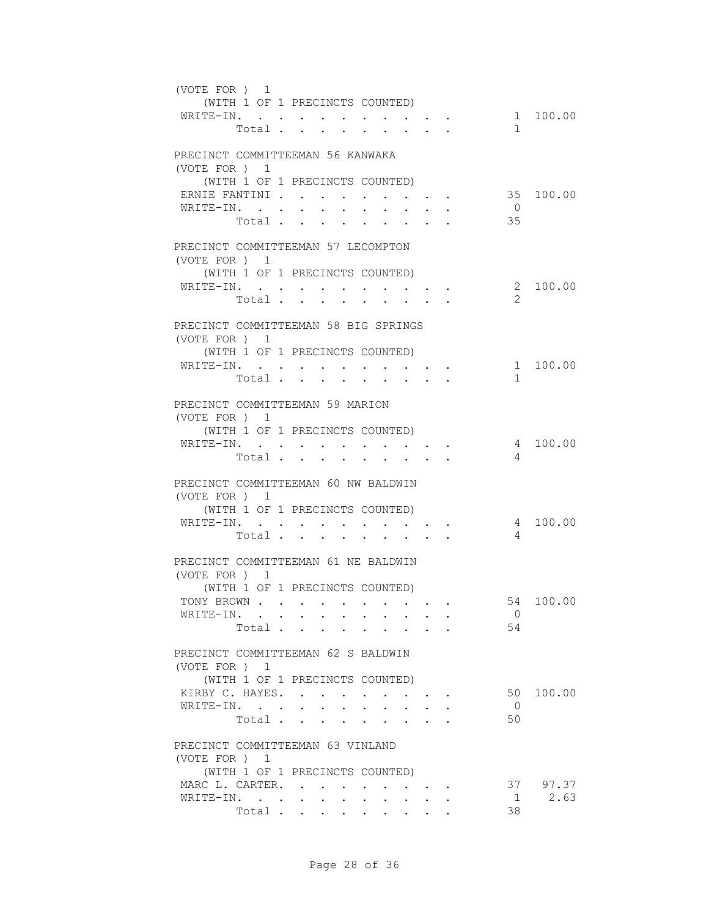(VOTE FOR ) 1
(WITH 1 OF 1 PRECINCTS COUNTED)

| | | |
|---|---|---|
| WRITE-IN. | 1 | 100.00 |
| Total | 1 | |

PRECINCT COMMITTEEMAN 56 KANWAKA
(VOTE FOR ) 1
(WITH 1 OF 1 PRECINCTS COUNTED)

| | | |
|---|---|---|
| ERNIE FANTINI | 35 | 100.00 |
| WRITE-IN. | 0 | |
| Total | 35 | |

PRECINCT COMMITTEEMAN 57 LECOMPTON
(VOTE FOR ) 1
(WITH 1 OF 1 PRECINCTS COUNTED)

| | | |
|---|---|---|
| WRITE-IN. | 2 | 100.00 |
| Total | 2 | |

PRECINCT COMMITTEEMAN 58 BIG SPRINGS
(VOTE FOR ) 1
(WITH 1 OF 1 PRECINCTS COUNTED)

| | | |
|---|---|---|
| WRITE-IN. | 1 | 100.00 |
| Total | 1 | |

PRECINCT COMMITTEEMAN 59 MARION
(VOTE FOR ) 1
(WITH 1 OF 1 PRECINCTS COUNTED)

| | | |
|---|---|---|
| WRITE-IN. | 4 | 100.00 |
| Total | 4 | |

PRECINCT COMMITTEEMAN 60 NW BALDWIN
(VOTE FOR ) 1
(WITH 1 OF 1 PRECINCTS COUNTED)

| | | |
|---|---|---|
| WRITE-IN. | 4 | 100.00 |
| Total | 4 | |

PRECINCT COMMITTEEMAN 61 NE BALDWIN
(VOTE FOR ) 1
(WITH 1 OF 1 PRECINCTS COUNTED)

| | | |
|---|---|---|
| TONY BROWN | 54 | 100.00 |
| WRITE-IN. | 0 | |
| Total | 54 | |

PRECINCT COMMITTEEMAN 62 S BALDWIN
(VOTE FOR ) 1
(WITH 1 OF 1 PRECINCTS COUNTED)

| | | |
|---|---|---|
| KIRBY C. HAYES. | 50 | 100.00 |
| WRITE-IN. | 0 | |
| Total | 50 | |

PRECINCT COMMITTEEMAN 63 VINLAND
(VOTE FOR ) 1
(WITH 1 OF 1 PRECINCTS COUNTED)

| | | |
|---|---|---|
| MARC L. CARTER. | 37 | 97.37 |
| WRITE-IN. | 1 | 2.63 |
| Total | 38 | |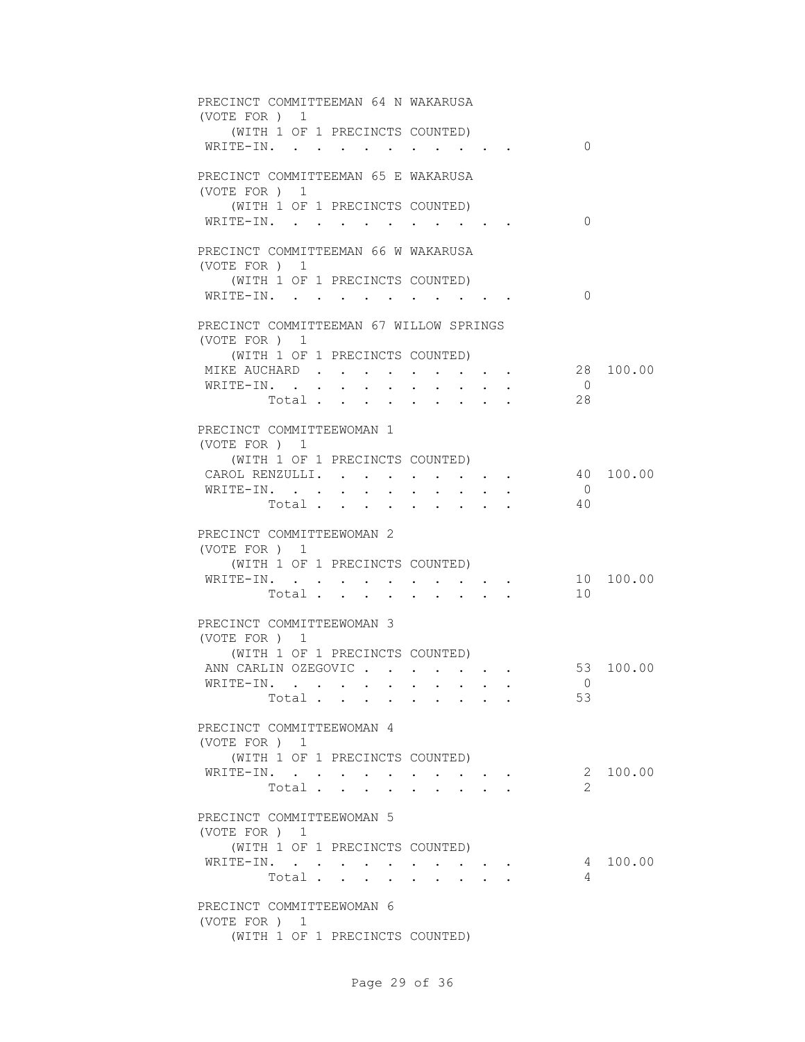PRECINCT COMMITTEEMAN 64 N WAKARUSA
(VOTE FOR ) 1
(WITH 1 OF 1 PRECINCTS COUNTED)

| | | |
|---|---|---|
| WRITE-IN. | 0 | |

PRECINCT COMMITTEEMAN 65 E WAKARUSA
(VOTE FOR ) 1
(WITH 1 OF 1 PRECINCTS COUNTED)

| | | |
|---|---|---|
| WRITE-IN. | 0 | |

PRECINCT COMMITTEEMAN 66 W WAKARUSA
(VOTE FOR ) 1
(WITH 1 OF 1 PRECINCTS COUNTED)

| | | |
|---|---|---|
| WRITE-IN. | 0 | |

PRECINCT COMMITTEEMAN 67 WILLOW SPRINGS
(VOTE FOR ) 1
(WITH 1 OF 1 PRECINCTS COUNTED)

| | | |
|---|---|---|
| MIKE AUCHARD | 28 | 100.00 |
| WRITE-IN. | 0 | |
| Total | 28 | |

PRECINCT COMMITTEEWOMAN 1
(VOTE FOR ) 1
(WITH 1 OF 1 PRECINCTS COUNTED)

| | | |
|---|---|---|
| CAROL RENZULLI. | 40 | 100.00 |
| WRITE-IN. | 0 | |
| Total | 40 | |

PRECINCT COMMITTEEWOMAN 2
(VOTE FOR ) 1
(WITH 1 OF 1 PRECINCTS COUNTED)

| | | |
|---|---|---|
| WRITE-IN. | 10 | 100.00 |
| Total | 10 | |

PRECINCT COMMITTEEWOMAN 3
(VOTE FOR ) 1
(WITH 1 OF 1 PRECINCTS COUNTED)

| | | |
|---|---|---|
| ANN CARLIN OZEGOVIC | 53 | 100.00 |
| WRITE-IN. | 0 | |
| Total | 53 | |

PRECINCT COMMITTEEWOMAN 4
(VOTE FOR ) 1
(WITH 1 OF 1 PRECINCTS COUNTED)

| | | |
|---|---|---|
| WRITE-IN. | 2 | 100.00 |
| Total | 2 | |

PRECINCT COMMITTEEWOMAN 5
(VOTE FOR ) 1
(WITH 1 OF 1 PRECINCTS COUNTED)

| | | |
|---|---|---|
| WRITE-IN. | 4 | 100.00 |
| Total | 4 | |

PRECINCT COMMITTEEWOMAN 6
(VOTE FOR ) 1
(WITH 1 OF 1 PRECINCTS COUNTED)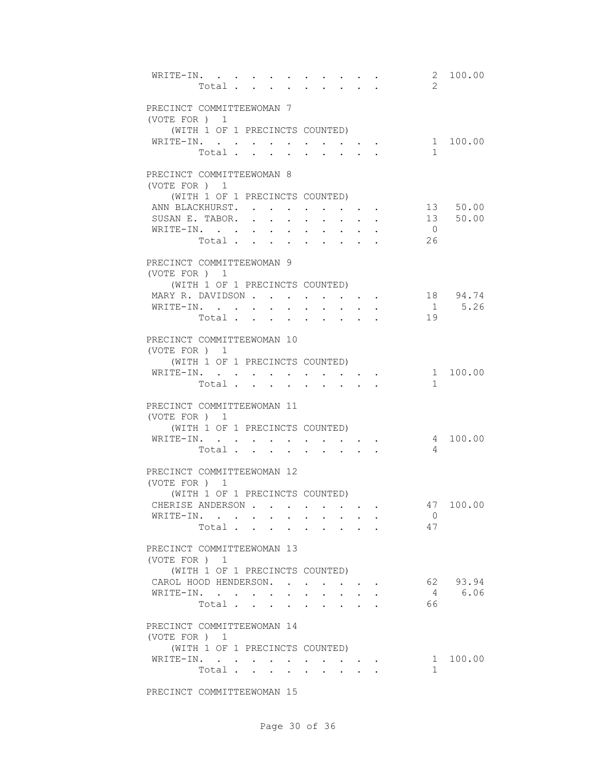| | | |
|---|---|---|
| WRITE-IN. . . . . . . . . . . . | 2 | 100.00 |
| Total . . . . . . . . . | 2 | |

PRECINCT COMMITTEEWOMAN 7
(VOTE FOR ) 1
(WITH 1 OF 1 PRECINCTS COUNTED)

| | | |
|---|---|---|
| WRITE-IN. . . . . . . . . . . . | 1 | 100.00 |
| Total . . . . . . . . . | 1 | |

PRECINCT COMMITTEEWOMAN 8
(VOTE FOR ) 1
(WITH 1 OF 1 PRECINCTS COUNTED)

| | | |
|---|---|---|
| ANN BLACKHURST. . . . . . . . . | 13 | 50.00 |
| SUSAN E. TABOR. . . . . . . . . | 13 | 50.00 |
| WRITE-IN. . . . . . . . . . . . | 0 | |
| Total . . . . . . . . . | 26 | |

PRECINCT COMMITTEEWOMAN 9
(VOTE FOR ) 1
(WITH 1 OF 1 PRECINCTS COUNTED)

| | | |
|---|---|---|
| MARY R. DAVIDSON . . . . . . . . | 18 | 94.74 |
| WRITE-IN. . . . . . . . . . . . | 1 | 5.26 |
| Total . . . . . . . . . | 19 | |

PRECINCT COMMITTEEWOMAN 10
(VOTE FOR ) 1
(WITH 1 OF 1 PRECINCTS COUNTED)

| | | |
|---|---|---|
| WRITE-IN. . . . . . . . . . . . | 1 | 100.00 |
| Total . . . . . . . . . | 1 | |

PRECINCT COMMITTEEWOMAN 11
(VOTE FOR ) 1
(WITH 1 OF 1 PRECINCTS COUNTED)

| | | |
|---|---|---|
| WRITE-IN. . . . . . . . . . . . | 4 | 100.00 |
| Total . . . . . . . . . | 4 | |

PRECINCT COMMITTEEWOMAN 12
(VOTE FOR ) 1
(WITH 1 OF 1 PRECINCTS COUNTED)

| | | |
|---|---|---|
| CHERISE ANDERSON . . . . . . . . | 47 | 100.00 |
| WRITE-IN. . . . . . . . . . . . | 0 | |
| Total . . . . . . . . . | 47 | |

PRECINCT COMMITTEEWOMAN 13
(VOTE FOR ) 1
(WITH 1 OF 1 PRECINCTS COUNTED)

| | | |
|---|---|---|
| CAROL HOOD HENDERSON. . . . . . . | 62 | 93.94 |
| WRITE-IN. . . . . . . . . . . . | 4 | 6.06 |
| Total . . . . . . . . . | 66 | |

PRECINCT COMMITTEEWOMAN 14
(VOTE FOR ) 1
(WITH 1 OF 1 PRECINCTS COUNTED)

| | | |
|---|---|---|
| WRITE-IN. . . . . . . . . . . . | 1 | 100.00 |
| Total . . . . . . . . . | 1 | |

PRECINCT COMMITTEEWOMAN 15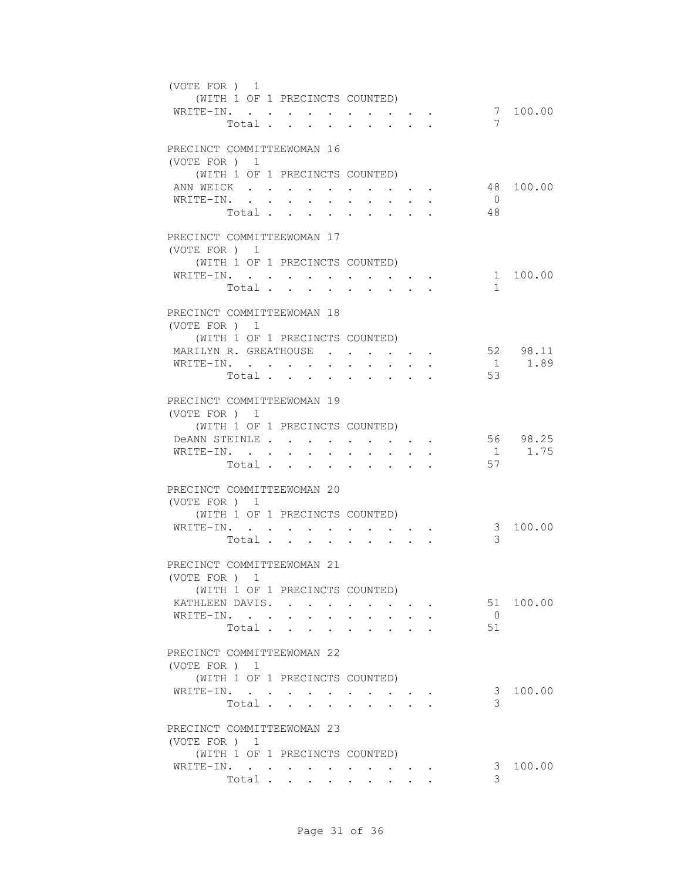(VOTE FOR ) 1
(WITH 1 OF 1 PRECINCTS COUNTED)

| | | |
|---|---|---|
| WRITE-IN. | 7 | 100.00 |
| Total | 7 | |

PRECINCT COMMITTEEWOMAN 16
(VOTE FOR ) 1
(WITH 1 OF 1 PRECINCTS COUNTED)

| | | |
|---|---|---|
| ANN WEICK | 48 | 100.00 |
| WRITE-IN. | 0 | |
| Total | 48 | |

PRECINCT COMMITTEEWOMAN 17
(VOTE FOR ) 1
(WITH 1 OF 1 PRECINCTS COUNTED)

| | | |
|---|---|---|
| WRITE-IN. | 1 | 100.00 |
| Total | 1 | |

PRECINCT COMMITTEEWOMAN 18
(VOTE FOR ) 1
(WITH 1 OF 1 PRECINCTS COUNTED)

| | | |
|---|---|---|
| MARILYN R. GREATHOUSE | 52 | 98.11 |
| WRITE-IN. | 1 | 1.89 |
| Total | 53 | |

PRECINCT COMMITTEEWOMAN 19
(VOTE FOR ) 1
(WITH 1 OF 1 PRECINCTS COUNTED)

| | | |
|---|---|---|
| DeANN STEINLE | 56 | 98.25 |
| WRITE-IN. | 1 | 1.75 |
| Total | 57 | |

PRECINCT COMMITTEEWOMAN 20
(VOTE FOR ) 1
(WITH 1 OF 1 PRECINCTS COUNTED)

| | | |
|---|---|---|
| WRITE-IN. | 3 | 100.00 |
| Total | 3 | |

PRECINCT COMMITTEEWOMAN 21
(VOTE FOR ) 1
(WITH 1 OF 1 PRECINCTS COUNTED)

| | | |
|---|---|---|
| KATHLEEN DAVIS. | 51 | 100.00 |
| WRITE-IN. | 0 | |
| Total | 51 | |

PRECINCT COMMITTEEWOMAN 22
(VOTE FOR ) 1
(WITH 1 OF 1 PRECINCTS COUNTED)

| | | |
|---|---|---|
| WRITE-IN. | 3 | 100.00 |
| Total | 3 | |

PRECINCT COMMITTEEWOMAN 23
(VOTE FOR ) 1
(WITH 1 OF 1 PRECINCTS COUNTED)

| | | |
|---|---|---|
| WRITE-IN. | 3 | 100.00 |
| Total | 3 | |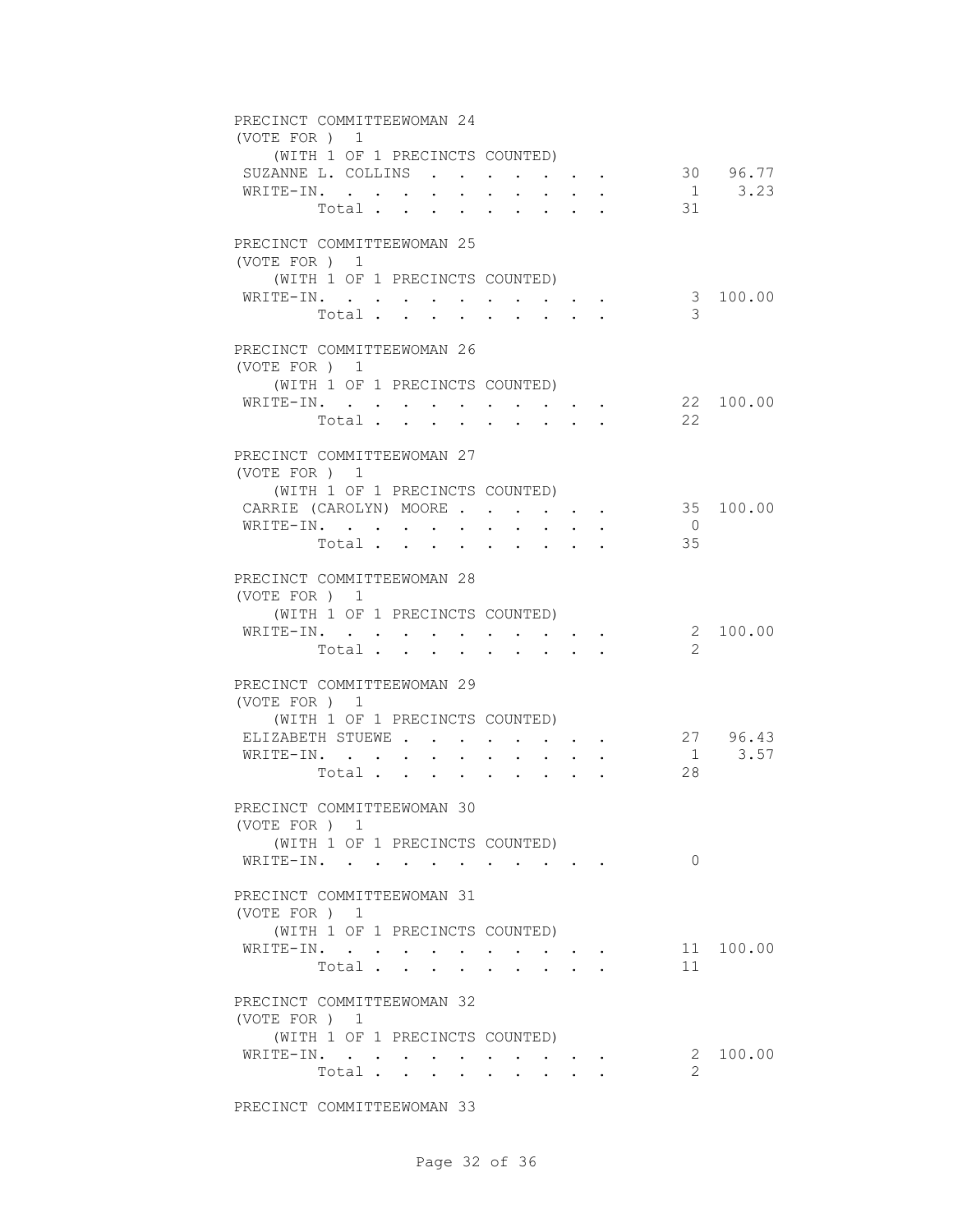PRECINCT COMMITTEEWOMAN 24
(VOTE FOR ) 1
(WITH 1 OF 1 PRECINCTS COUNTED)

| | | |
|---|---|---|
| SUZANNE L. COLLINS | 30 | 96.77 |
| WRITE-IN. | 1 | 3.23 |
| Total | 31 | |

PRECINCT COMMITTEEWOMAN 25
(VOTE FOR ) 1
(WITH 1 OF 1 PRECINCTS COUNTED)

| | | |
|---|---|---|
| WRITE-IN. | 3 | 100.00 |
| Total | 3 | |

PRECINCT COMMITTEEWOMAN 26
(VOTE FOR ) 1
(WITH 1 OF 1 PRECINCTS COUNTED)

| | | |
|---|---|---|
| WRITE-IN. | 22 | 100.00 |
| Total | 22 | |

PRECINCT COMMITTEEWOMAN 27
(VOTE FOR ) 1
(WITH 1 OF 1 PRECINCTS COUNTED)

| | | |
|---|---|---|
| CARRIE (CAROLYN) MOORE | 35 | 100.00 |
| WRITE-IN. | 0 | |
| Total | 35 | |

PRECINCT COMMITTEEWOMAN 28
(VOTE FOR ) 1
(WITH 1 OF 1 PRECINCTS COUNTED)

| | | |
|---|---|---|
| WRITE-IN. | 2 | 100.00 |
| Total | 2 | |

PRECINCT COMMITTEEWOMAN 29
(VOTE FOR ) 1
(WITH 1 OF 1 PRECINCTS COUNTED)

| | | |
|---|---|---|
| ELIZABETH STUEWE | 27 | 96.43 |
| WRITE-IN. | 1 | 3.57 |
| Total | 28 | |

PRECINCT COMMITTEEWOMAN 30
(VOTE FOR ) 1
(WITH 1 OF 1 PRECINCTS COUNTED)

| | | |
|---|---|---|
| WRITE-IN. | 0 | |

PRECINCT COMMITTEEWOMAN 31
(VOTE FOR ) 1
(WITH 1 OF 1 PRECINCTS COUNTED)

| | | |
|---|---|---|
| WRITE-IN. | 11 | 100.00 |
| Total | 11 | |

PRECINCT COMMITTEEWOMAN 32
(VOTE FOR ) 1
(WITH 1 OF 1 PRECINCTS COUNTED)

| | | |
|---|---|---|
| WRITE-IN. | 2 | 100.00 |
| Total | 2 | |

PRECINCT COMMITTEEWOMAN 33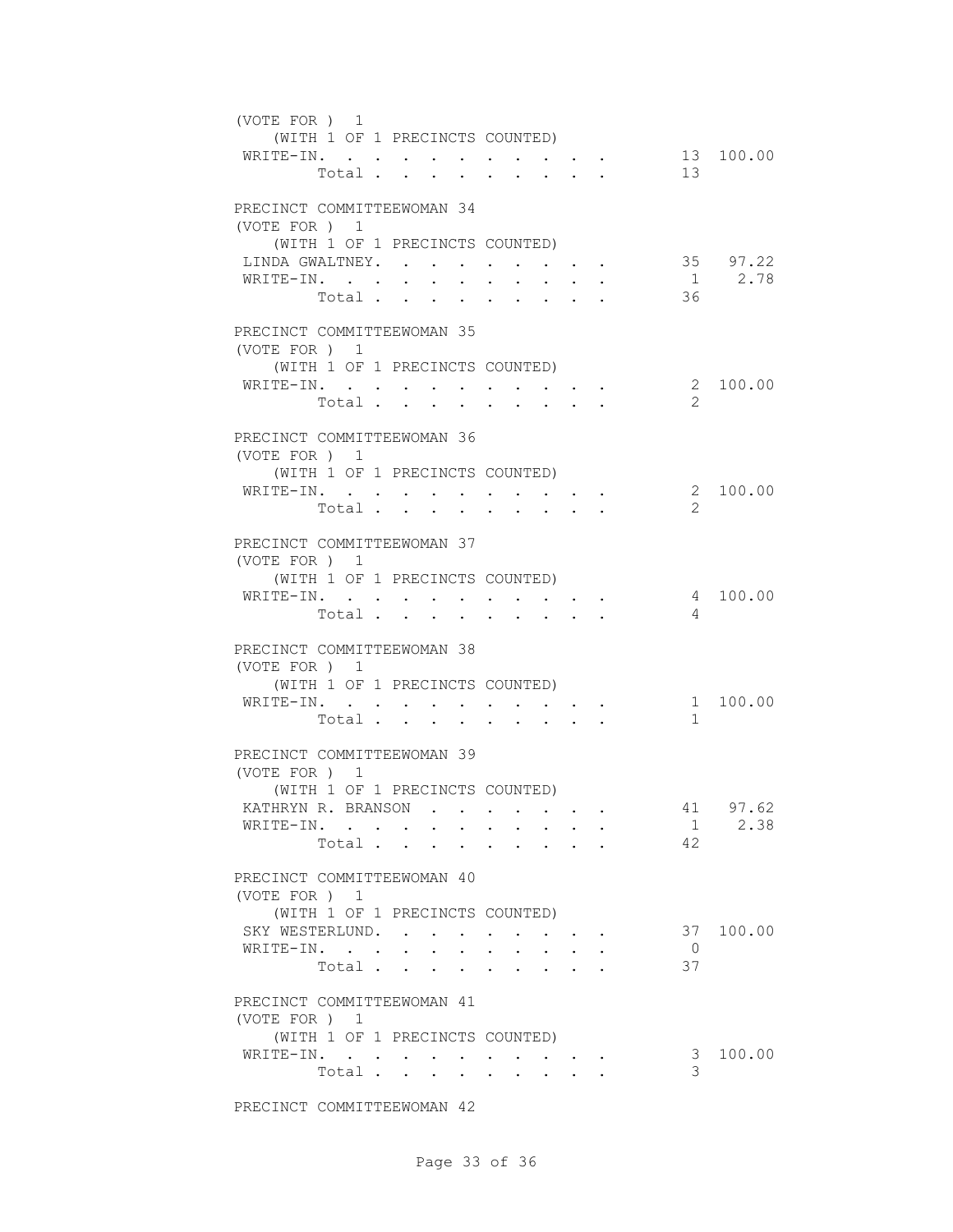(VOTE FOR ) 1
(WITH 1 OF 1 PRECINCTS COUNTED)

| | | |
|---|---|---|
| WRITE-IN. | 13 | 100.00 |
| Total | 13 | |

PRECINCT COMMITTEEWOMAN 34
(VOTE FOR ) 1
(WITH 1 OF 1 PRECINCTS COUNTED)

| | | |
|---|---|---|
| LINDA GWALTNEY. | 35 | 97.22 |
| WRITE-IN. | 1 | 2.78 |
| Total | 36 | |

PRECINCT COMMITTEEWOMAN 35
(VOTE FOR ) 1
(WITH 1 OF 1 PRECINCTS COUNTED)

| | | |
|---|---|---|
| WRITE-IN. | 2 | 100.00 |
| Total | 2 | |

PRECINCT COMMITTEEWOMAN 36
(VOTE FOR ) 1
(WITH 1 OF 1 PRECINCTS COUNTED)

| | | |
|---|---|---|
| WRITE-IN. | 2 | 100.00 |
| Total | 2 | |

PRECINCT COMMITTEEWOMAN 37
(VOTE FOR ) 1
(WITH 1 OF 1 PRECINCTS COUNTED)

| | | |
|---|---|---|
| WRITE-IN. | 4 | 100.00 |
| Total | 4 | |

PRECINCT COMMITTEEWOMAN 38
(VOTE FOR ) 1
(WITH 1 OF 1 PRECINCTS COUNTED)

| | | |
|---|---|---|
| WRITE-IN. | 1 | 100.00 |
| Total | 1 | |

PRECINCT COMMITTEEWOMAN 39
(VOTE FOR ) 1
(WITH 1 OF 1 PRECINCTS COUNTED)

| | | |
|---|---|---|
| KATHRYN R. BRANSON | 41 | 97.62 |
| WRITE-IN. | 1 | 2.38 |
| Total | 42 | |

PRECINCT COMMITTEEWOMAN 40
(VOTE FOR ) 1
(WITH 1 OF 1 PRECINCTS COUNTED)

| | | |
|---|---|---|
| SKY WESTERLUND. | 37 | 100.00 |
| WRITE-IN. | 0 | |
| Total | 37 | |

PRECINCT COMMITTEEWOMAN 41
(VOTE FOR ) 1
(WITH 1 OF 1 PRECINCTS COUNTED)

| | | |
|---|---|---|
| WRITE-IN. | 3 | 100.00 |
| Total | 3 | |

PRECINCT COMMITTEEWOMAN 42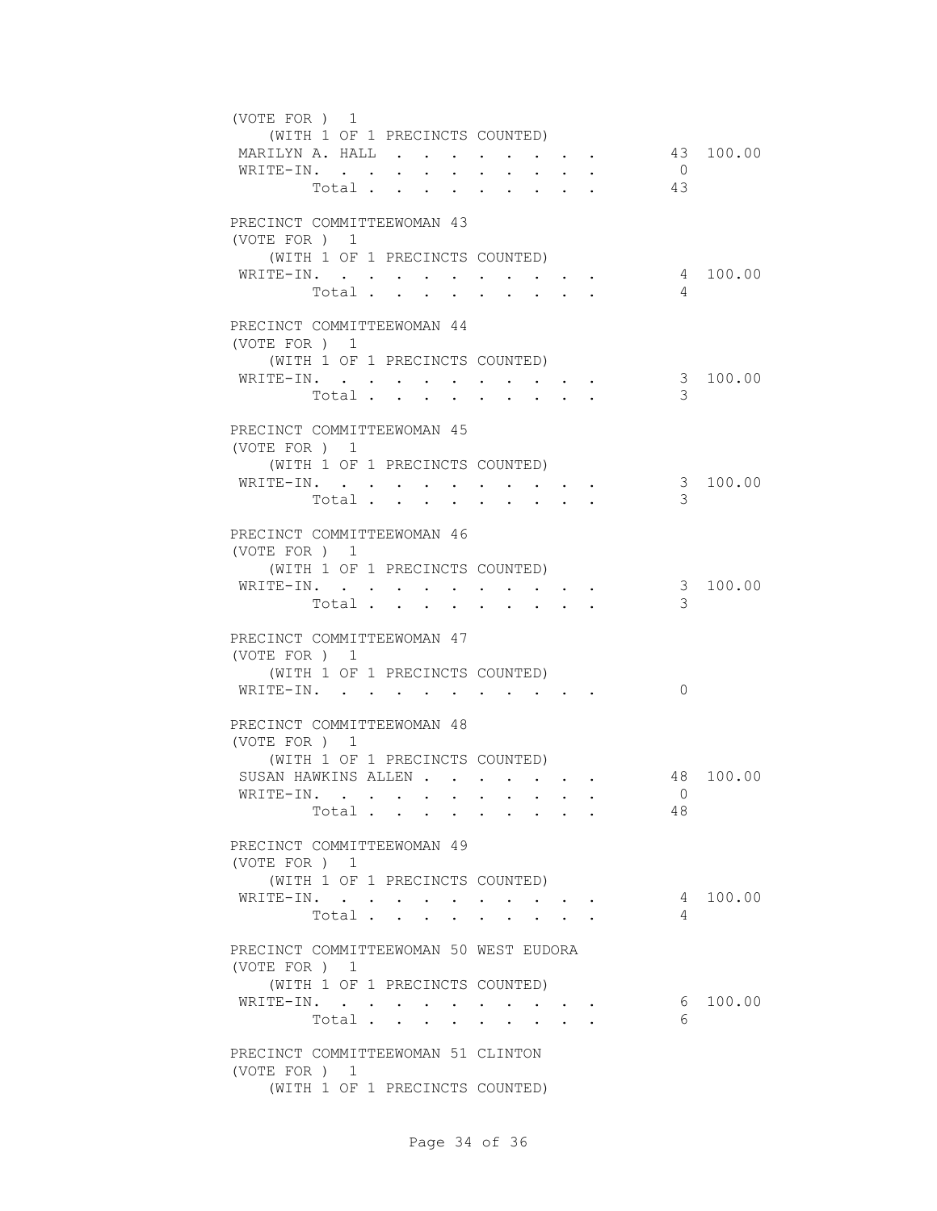(VOTE FOR ) 1
(WITH 1 OF 1 PRECINCTS COUNTED)

| | | |
|---|---|---|
| MARILYN A. HALL | 43 | 100.00 |
| WRITE-IN. | 0 | |
| Total | 43 | |

PRECINCT COMMITTEEWOMAN 43
(VOTE FOR ) 1
(WITH 1 OF 1 PRECINCTS COUNTED)

| | | |
|---|---|---|
| WRITE-IN. | 4 | 100.00 |
| Total | 4 | |

PRECINCT COMMITTEEWOMAN 44
(VOTE FOR ) 1
(WITH 1 OF 1 PRECINCTS COUNTED)

| | | |
|---|---|---|
| WRITE-IN. | 3 | 100.00 |
| Total | 3 | |

PRECINCT COMMITTEEWOMAN 45
(VOTE FOR ) 1
(WITH 1 OF 1 PRECINCTS COUNTED)

| | | |
|---|---|---|
| WRITE-IN. | 3 | 100.00 |
| Total | 3 | |

PRECINCT COMMITTEEWOMAN 46
(VOTE FOR ) 1
(WITH 1 OF 1 PRECINCTS COUNTED)

| | | |
|---|---|---|
| WRITE-IN. | 3 | 100.00 |
| Total | 3 | |

PRECINCT COMMITTEEWOMAN 47
(VOTE FOR ) 1
(WITH 1 OF 1 PRECINCTS COUNTED)

| | | |
|---|---|---|
| WRITE-IN. | 0 | |

PRECINCT COMMITTEEWOMAN 48
(VOTE FOR ) 1
(WITH 1 OF 1 PRECINCTS COUNTED)

| | | |
|---|---|---|
| SUSAN HAWKINS ALLEN | 48 | 100.00 |
| WRITE-IN. | 0 | |
| Total | 48 | |

PRECINCT COMMITTEEWOMAN 49
(VOTE FOR ) 1
(WITH 1 OF 1 PRECINCTS COUNTED)

| | | |
|---|---|---|
| WRITE-IN. | 4 | 100.00 |
| Total | 4 | |

PRECINCT COMMITTEEWOMAN 50 WEST EUDORA
(VOTE FOR ) 1
(WITH 1 OF 1 PRECINCTS COUNTED)

| | | |
|---|---|---|
| WRITE-IN. | 6 | 100.00 |
| Total | 6 | |

PRECINCT COMMITTEEWOMAN 51 CLINTON
(VOTE FOR ) 1
(WITH 1 OF 1 PRECINCTS COUNTED)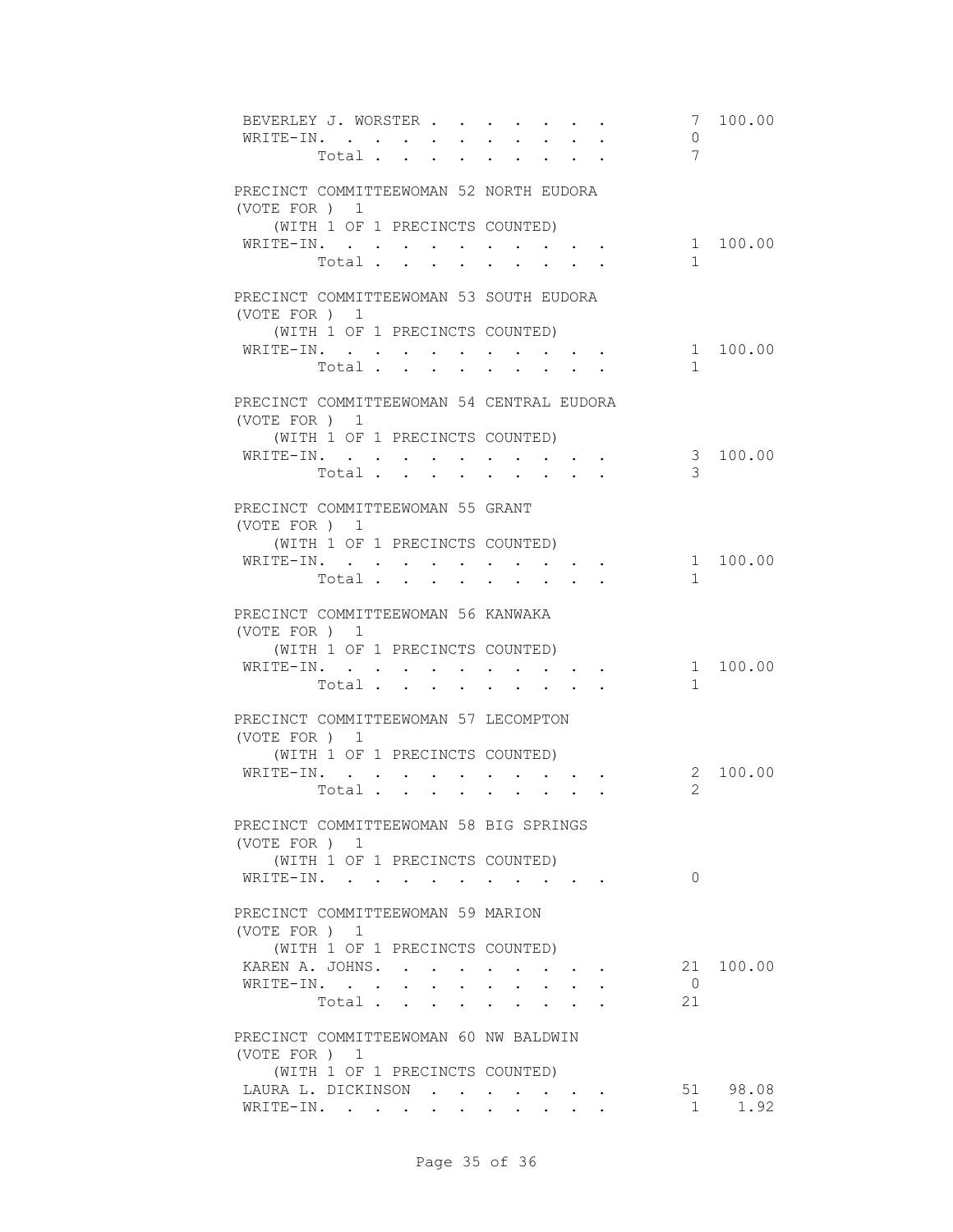| | | |
|---|---|---|
| BEVERLEY J. WORSTER | 7 | 100.00 |
| WRITE-IN. | 0 | |
| Total | 7 | |

PRECINCT COMMITTEEWOMAN 52 NORTH EUDORA
(VOTE FOR ) 1
(WITH 1 OF 1 PRECINCTS COUNTED)

| | | |
|---|---|---|
| WRITE-IN. | 1 | 100.00 |
| Total | 1 | |

PRECINCT COMMITTEEWOMAN 53 SOUTH EUDORA
(VOTE FOR ) 1
(WITH 1 OF 1 PRECINCTS COUNTED)

| | | |
|---|---|---|
| WRITE-IN. | 1 | 100.00 |
| Total | 1 | |

PRECINCT COMMITTEEWOMAN 54 CENTRAL EUDORA
(VOTE FOR ) 1
(WITH 1 OF 1 PRECINCTS COUNTED)

| | | |
|---|---|---|
| WRITE-IN. | 3 | 100.00 |
| Total | 3 | |

PRECINCT COMMITTEEWOMAN 55 GRANT
(VOTE FOR ) 1
(WITH 1 OF 1 PRECINCTS COUNTED)

| | | |
|---|---|---|
| WRITE-IN. | 1 | 100.00 |
| Total | 1 | |

PRECINCT COMMITTEEWOMAN 56 KANWAKA
(VOTE FOR ) 1
(WITH 1 OF 1 PRECINCTS COUNTED)

| | | |
|---|---|---|
| WRITE-IN. | 1 | 100.00 |
| Total | 1 | |

PRECINCT COMMITTEEWOMAN 57 LECOMPTON
(VOTE FOR ) 1
(WITH 1 OF 1 PRECINCTS COUNTED)

| | | |
|---|---|---|
| WRITE-IN. | 2 | 100.00 |
| Total | 2 | |

PRECINCT COMMITTEEWOMAN 58 BIG SPRINGS
(VOTE FOR ) 1
(WITH 1 OF 1 PRECINCTS COUNTED)

| | | |
|---|---|---|
| WRITE-IN. | 0 | |

PRECINCT COMMITTEEWOMAN 59 MARION
(VOTE FOR ) 1
(WITH 1 OF 1 PRECINCTS COUNTED)

| | | |
|---|---|---|
| KAREN A. JOHNS. | 21 | 100.00 |
| WRITE-IN. | 0 | |
| Total | 21 | |

PRECINCT COMMITTEEWOMAN 60 NW BALDWIN
(VOTE FOR ) 1
(WITH 1 OF 1 PRECINCTS COUNTED)

| | | |
|---|---|---|
| LAURA L. DICKINSON | 51 | 98.08 |
| WRITE-IN. | 1 | 1.92 |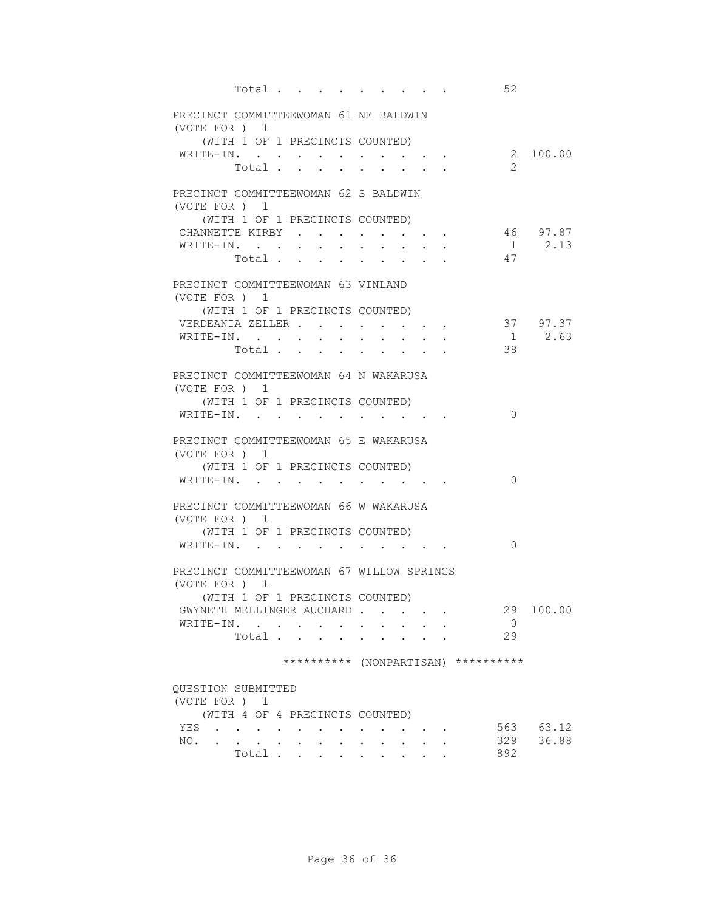| | | |
|---|---|---|
| Total . . . . . . . . . | 52 | |

**PRECINCT COMMITTEEWOMAN 61 NE BALDWIN**
(VOTE FOR ) 1
(WITH 1 OF 1 PRECINCTS COUNTED)

| | | |
|---|---|---|
| WRITE-IN. . . . . . . . . . . | 2 | 100.00 |
| Total . . . . . . . . . | 2 | |

**PRECINCT COMMITTEEWOMAN 62 S BALDWIN**
(VOTE FOR ) 1
(WITH 1 OF 1 PRECINCTS COUNTED)

| | | |
|---|---|---|
| CHANNETTE KIRBY . . . . . . . . | 46 | 97.87 |
| WRITE-IN. . . . . . . . . . . | 1 | 2.13 |
| Total . . . . . . . . . | 47 | |

**PRECINCT COMMITTEEWOMAN 63 VINLAND**
(VOTE FOR ) 1
(WITH 1 OF 1 PRECINCTS COUNTED)

| | | |
|---|---|---|
| VERDEANIA ZELLER . . . . . . . . | 37 | 97.37 |
| WRITE-IN. . . . . . . . . . . | 1 | 2.63 |
| Total . . . . . . . . . | 38 | |

**PRECINCT COMMITTEEWOMAN 64 N WAKARUSA**
(VOTE FOR ) 1
(WITH 1 OF 1 PRECINCTS COUNTED)

| | | |
|---|---|---|
| WRITE-IN. . . . . . . . . . . | 0 | |

**PRECINCT COMMITTEEWOMAN 65 E WAKARUSA**
(VOTE FOR ) 1
(WITH 1 OF 1 PRECINCTS COUNTED)

| | | |
|---|---|---|
| WRITE-IN. . . . . . . . . . . | 0 | |

**PRECINCT COMMITTEEWOMAN 66 W WAKARUSA**
(VOTE FOR ) 1
(WITH 1 OF 1 PRECINCTS COUNTED)

| | | |
|---|---|---|
| WRITE-IN. . . . . . . . . . . | 0 | |

**PRECINCT COMMITTEEWOMAN 67 WILLOW SPRINGS**
(VOTE FOR ) 1
(WITH 1 OF 1 PRECINCTS COUNTED)

| | | |
|---|---|---|
| GWYNETH MELLINGER AUCHARD . . . . . | 29 | 100.00 |
| WRITE-IN. . . . . . . . . . . | 0 | |
| Total . . . . . . . . . | 29 | |

********** (NONPARTISAN) **********

**QUESTION SUBMITTED**
(VOTE FOR ) 1
(WITH 4 OF 4 PRECINCTS COUNTED)

| | | |
|---|---|---|
| YES . . . . . . . . . . . . . | 563 | 63.12 |
| NO. . . . . . . . . . . . . . | 329 | 36.88 |
| Total . . . . . . . . . | 892 | |